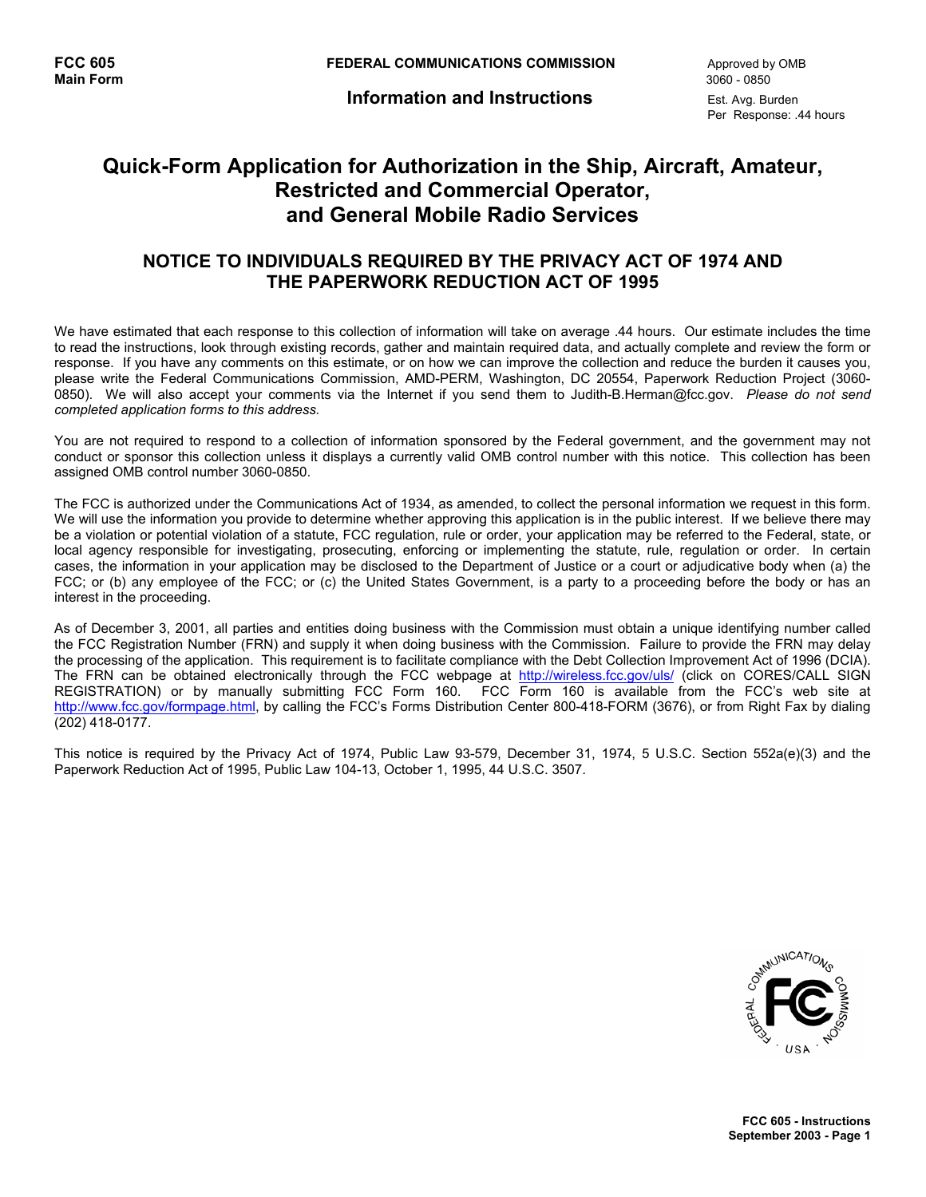**FCC 605**
**Main Form**

**FEDERAL COMMUNICATIONS COMMISSION**

**Information and Instructions**

Approved by OMB
3060 - 0850

Est. Avg. Burden
Per Response: .44 hours

# Quick-Form Application for Authorization in the Ship, Aircraft, Amateur, Restricted and Commercial Operator, and General Mobile Radio Services

## NOTICE TO INDIVIDUALS REQUIRED BY THE PRIVACY ACT OF 1974 AND THE PAPERWORK REDUCTION ACT OF 1995

We have estimated that each response to this collection of information will take on average .44 hours. Our estimate includes the time to read the instructions, look through existing records, gather and maintain required data, and actually complete and review the form or response. If you have any comments on this estimate, or on how we can improve the collection and reduce the burden it causes you, please write the Federal Communications Commission, AMD-PERM, Washington, DC 20554, Paperwork Reduction Project (3060-0850). We will also accept your comments via the Internet if you send them to Judith-B.Herman@fcc.gov. *Please do not send completed application forms to this address.*

You are not required to respond to a collection of information sponsored by the Federal government, and the government may not conduct or sponsor this collection unless it displays a currently valid OMB control number with this notice. This collection has been assigned OMB control number 3060-0850.

The FCC is authorized under the Communications Act of 1934, as amended, to collect the personal information we request in this form. We will use the information you provide to determine whether approving this application is in the public interest. If we believe there may be a violation or potential violation of a statute, FCC regulation, rule or order, your application may be referred to the Federal, state, or local agency responsible for investigating, prosecuting, enforcing or implementing the statute, rule, regulation or order. In certain cases, the information in your application may be disclosed to the Department of Justice or a court or adjudicative body when (a) the FCC; or (b) any employee of the FCC; or (c) the United States Government, is a party to a proceeding before the body or has an interest in the proceeding.

As of December 3, 2001, all parties and entities doing business with the Commission must obtain a unique identifying number called the FCC Registration Number (FRN) and supply it when doing business with the Commission. Failure to provide the FRN may delay the processing of the application. This requirement is to facilitate compliance with the Debt Collection Improvement Act of 1996 (DCIA). The FRN can be obtained electronically through the FCC webpage at http://wireless.fcc.gov/uls/ (click on CORES/CALL SIGN REGISTRATION) or by manually submitting FCC Form 160. FCC Form 160 is available from the FCC's web site at http://www.fcc.gov/formpage.html, by calling the FCC's Forms Distribution Center 800-418-FORM (3676), or from Right Fax by dialing (202) 418-0177.

This notice is required by the Privacy Act of 1974, Public Law 93-579, December 31, 1974, 5 U.S.C. Section 552a(e)(3) and the Paperwork Reduction Act of 1995, Public Law 104-13, October 1, 1995, 44 U.S.C. 3507.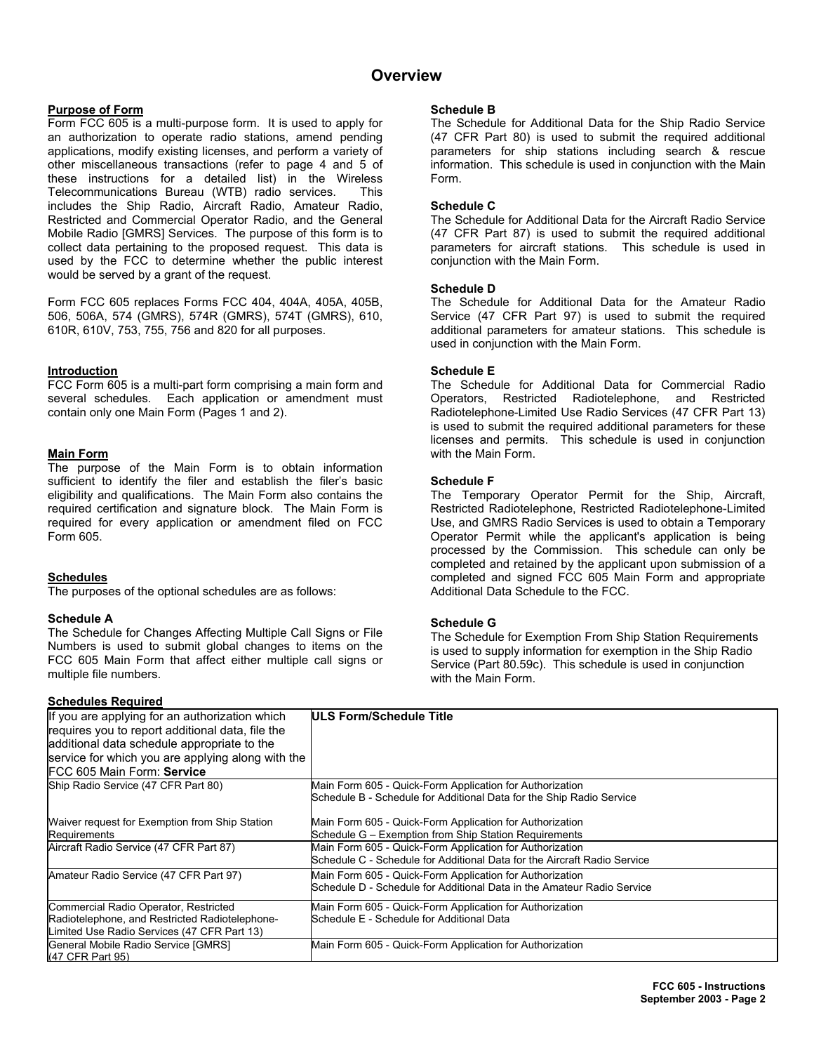# Overview

**Purpose of Form**

Form FCC 605 is a multi-purpose form. It is used to apply for an authorization to operate radio stations, amend pending applications, modify existing licenses, and perform a variety of other miscellaneous transactions (refer to page 4 and 5 of these instructions for a detailed list) in the Wireless Telecommunications Bureau (WTB) radio services. This includes the Ship Radio, Aircraft Radio, Amateur Radio, Restricted and Commercial Operator Radio, and the General Mobile Radio [GMRS] Services. The purpose of this form is to collect data pertaining to the proposed request. This data is used by the FCC to determine whether the public interest would be served by a grant of the request.

Form FCC 605 replaces Forms FCC 404, 404A, 405A, 405B, 506, 506A, 574 (GMRS), 574R (GMRS), 574T (GMRS), 610, 610R, 610V, 753, 755, 756 and 820 for all purposes.

**Introduction**

FCC Form 605 is a multi-part form comprising a main form and several schedules. Each application or amendment must contain only one Main Form (Pages 1 and 2).

**Main Form**

The purpose of the Main Form is to obtain information sufficient to identify the filer and establish the filer's basic eligibility and qualifications. The Main Form also contains the required certification and signature block. The Main Form is required for every application or amendment filed on FCC Form 605.

**Schedules**

The purposes of the optional schedules are as follows:

**Schedule A**

The Schedule for Changes Affecting Multiple Call Signs or File Numbers is used to submit global changes to items on the FCC 605 Main Form that affect either multiple call signs or multiple file numbers.

**Schedule B**

The Schedule for Additional Data for the Ship Radio Service (47 CFR Part 80) is used to submit the required additional parameters for ship stations including search & rescue information. This schedule is used in conjunction with the Main Form.

**Schedule C**

The Schedule for Additional Data for the Aircraft Radio Service (47 CFR Part 87) is used to submit the required additional parameters for aircraft stations. This schedule is used in conjunction with the Main Form.

**Schedule D**

The Schedule for Additional Data for the Amateur Radio Service (47 CFR Part 97) is used to submit the required additional parameters for amateur stations. This schedule is used in conjunction with the Main Form.

**Schedule E**

The Schedule for Additional Data for Commercial Radio Operators, Restricted Radiotelephone, and Restricted Radiotelephone-Limited Use Radio Services (47 CFR Part 13) is used to submit the required additional parameters for these licenses and permits. This schedule is used in conjunction with the Main Form.

**Schedule F**

The Temporary Operator Permit for the Ship, Aircraft, Restricted Radiotelephone, Restricted Radiotelephone-Limited Use, and GMRS Radio Services is used to obtain a Temporary Operator Permit while the applicant's application is being processed by the Commission. This schedule can only be completed and retained by the applicant upon submission of a completed and signed FCC 605 Main Form and appropriate Additional Data Schedule to the FCC.

**Schedule G**

The Schedule for Exemption From Ship Station Requirements is used to supply information for exemption in the Ship Radio Service (Part 80.59c). This schedule is used in conjunction with the Main Form.

**Schedules Required**

| If you are applying for an authorization which requires you to report additional data, file the additional data schedule appropriate to the service for which you are applying along with the FCC 605 Main Form: **Service** | **ULS Form/Schedule Title** |
|---|---|
| Ship Radio Service (47 CFR Part 80)<br><br>Waiver request for Exemption from Ship Station Requirements | Main Form 605 - Quick-Form Application for Authorization<br>Schedule B - Schedule for Additional Data for the Ship Radio Service<br><br>Main Form 605 - Quick-Form Application for Authorization<br>Schedule G – Exemption from Ship Station Requirements |
| Aircraft Radio Service (47 CFR Part 87) | Main Form 605 - Quick-Form Application for Authorization<br>Schedule C - Schedule for Additional Data for the Aircraft Radio Service |
| Amateur Radio Service (47 CFR Part 97) | Main Form 605 - Quick-Form Application for Authorization<br>Schedule D - Schedule for Additional Data in the Amateur Radio Service |
| Commercial Radio Operator, Restricted Radiotelephone, and Restricted Radiotelephone-Limited Use Radio Services (47 CFR Part 13) | Main Form 605 - Quick-Form Application for Authorization<br>Schedule E - Schedule for Additional Data |
| General Mobile Radio Service [GMRS] (47 CFR Part 95) | Main Form 605 - Quick-Form Application for Authorization |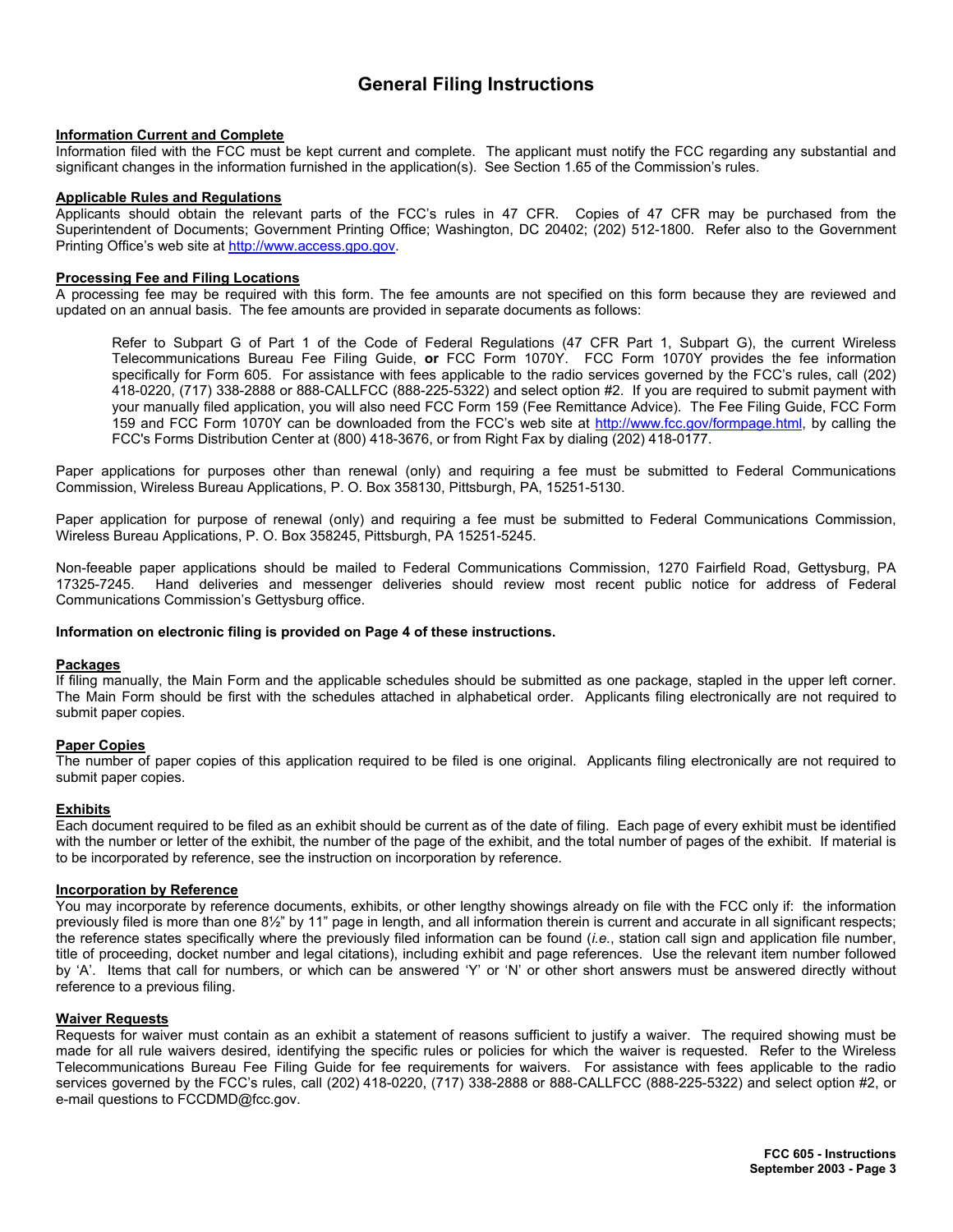# General Filing Instructions

**Information Current and Complete**

Information filed with the FCC must be kept current and complete. The applicant must notify the FCC regarding any substantial and significant changes in the information furnished in the application(s). See Section 1.65 of the Commission's rules.

**Applicable Rules and Regulations**

Applicants should obtain the relevant parts of the FCC's rules in 47 CFR. Copies of 47 CFR may be purchased from the Superintendent of Documents; Government Printing Office; Washington, DC 20402; (202) 512-1800. Refer also to the Government Printing Office's web site at http://www.access.gpo.gov.

**Processing Fee and Filing Locations**

A processing fee may be required with this form. The fee amounts are not specified on this form because they are reviewed and updated on an annual basis. The fee amounts are provided in separate documents as follows:

> Refer to Subpart G of Part 1 of the Code of Federal Regulations (47 CFR Part 1, Subpart G), the current Wireless Telecommunications Bureau Fee Filing Guide, **or** FCC Form 1070Y. FCC Form 1070Y provides the fee information specifically for Form 605. For assistance with fees applicable to the radio services governed by the FCC's rules, call (202) 418-0220, (717) 338-2888 or 888-CALLFCC (888-225-5322) and select option #2. If you are required to submit payment with your manually filed application, you will also need FCC Form 159 (Fee Remittance Advice). The Fee Filing Guide, FCC Form 159 and FCC Form 1070Y can be downloaded from the FCC's web site at http://www.fcc.gov/formpage.html, by calling the FCC's Forms Distribution Center at (800) 418-3676, or from Right Fax by dialing (202) 418-0177.

Paper applications for purposes other than renewal (only) and requiring a fee must be submitted to Federal Communications Commission, Wireless Bureau Applications, P. O. Box 358130, Pittsburgh, PA, 15251-5130.

Paper application for purpose of renewal (only) and requiring a fee must be submitted to Federal Communications Commission, Wireless Bureau Applications, P. O. Box 358245, Pittsburgh, PA 15251-5245.

Non-feeable paper applications should be mailed to Federal Communications Commission, 1270 Fairfield Road, Gettysburg, PA 17325-7245. Hand deliveries and messenger deliveries should review most recent public notice for address of Federal Communications Commission's Gettysburg office.

**Information on electronic filing is provided on Page 4 of these instructions.**

**Packages**

If filing manually, the Main Form and the applicable schedules should be submitted as one package, stapled in the upper left corner. The Main Form should be first with the schedules attached in alphabetical order. Applicants filing electronically are not required to submit paper copies.

**Paper Copies**

The number of paper copies of this application required to be filed is one original. Applicants filing electronically are not required to submit paper copies.

**Exhibits**

Each document required to be filed as an exhibit should be current as of the date of filing. Each page of every exhibit must be identified with the number or letter of the exhibit, the number of the page of the exhibit, and the total number of pages of the exhibit. If material is to be incorporated by reference, see the instruction on incorporation by reference.

**Incorporation by Reference**

You may incorporate by reference documents, exhibits, or other lengthy showings already on file with the FCC only if: the information previously filed is more than one 8½" by 11" page in length, and all information therein is current and accurate in all significant respects; the reference states specifically where the previously filed information can be found (*i.e.*, station call sign and application file number, title of proceeding, docket number and legal citations), including exhibit and page references. Use the relevant item number followed by 'A'. Items that call for numbers, or which can be answered 'Y' or 'N' or other short answers must be answered directly without reference to a previous filing.

**Waiver Requests**

Requests for waiver must contain as an exhibit a statement of reasons sufficient to justify a waiver. The required showing must be made for all rule waivers desired, identifying the specific rules or policies for which the waiver is requested. Refer to the Wireless Telecommunications Bureau Fee Filing Guide for fee requirements for waivers. For assistance with fees applicable to the radio services governed by the FCC's rules, call (202) 418-0220, (717) 338-2888 or 888-CALLFCC (888-225-5322) and select option #2, or e-mail questions to FCCDMD@fcc.gov.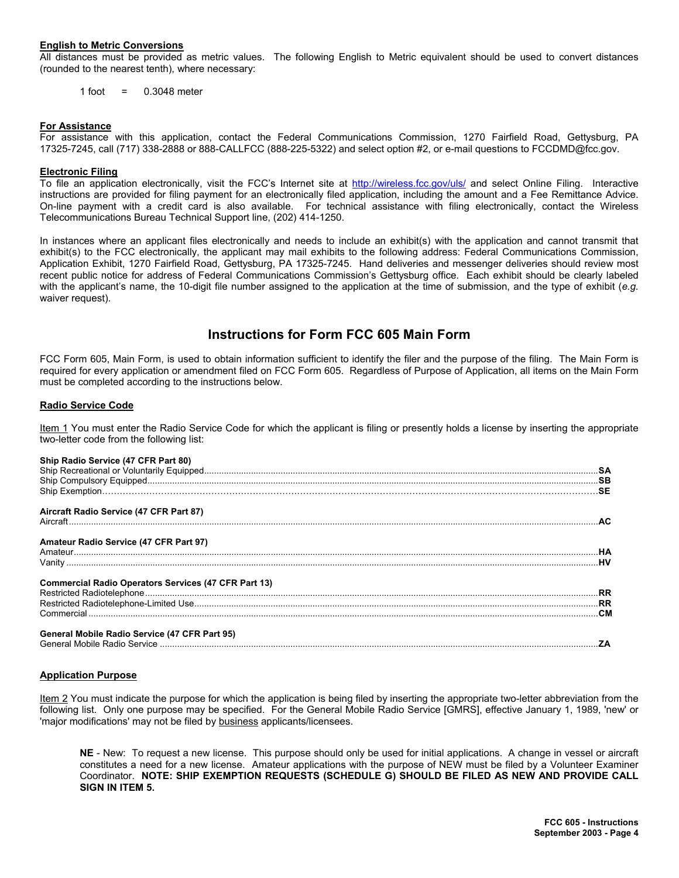**English to Metric Conversions**

All distances must be provided as metric values. The following English to Metric equivalent should be used to convert distances (rounded to the nearest tenth), where necessary:

1 foot = 0.3048 meter

**For Assistance**

For assistance with this application, contact the Federal Communications Commission, 1270 Fairfield Road, Gettysburg, PA 17325-7245, call (717) 338-2888 or 888-CALLFCC (888-225-5322) and select option #2, or e-mail questions to FCCDMD@fcc.gov.

**Electronic Filing**

To file an application electronically, visit the FCC's Internet site at http://wireless.fcc.gov/uls/ and select Online Filing. Interactive instructions are provided for filing payment for an electronically filed application, including the amount and a Fee Remittance Advice. On-line payment with a credit card is also available. For technical assistance with filing electronically, contact the Wireless Telecommunications Bureau Technical Support line, (202) 414-1250.

In instances where an applicant files electronically and needs to include an exhibit(s) with the application and cannot transmit that exhibit(s) to the FCC electronically, the applicant may mail exhibits to the following address: Federal Communications Commission, Application Exhibit, 1270 Fairfield Road, Gettysburg, PA 17325-7245. Hand deliveries and messenger deliveries should review most recent public notice for address of Federal Communications Commission's Gettysburg office. Each exhibit should be clearly labeled with the applicant's name, the 10-digit file number assigned to the application at the time of submission, and the type of exhibit (*e.g.* waiver request).

## Instructions for Form FCC 605 Main Form

FCC Form 605, Main Form, is used to obtain information sufficient to identify the filer and the purpose of the filing. The Main Form is required for every application or amendment filed on FCC Form 605. Regardless of Purpose of Application, all items on the Main Form must be completed according to the instructions below.

**Radio Service Code**

Item 1 You must enter the Radio Service Code for which the applicant is filing or presently holds a license by inserting the appropriate two-letter code from the following list:

**Ship Radio Service (47 CFR Part 80)**
Ship Recreational or Voluntarily Equipped .......... **SA**
Ship Compulsory Equipped .......... **SB**
Ship Exemption .......... **SE**

**Aircraft Radio Service (47 CFR Part 87)**
Aircraft .......... **AC**

**Amateur Radio Service (47 CFR Part 97)**
Amateur .......... **HA**
Vanity .......... **HV**

**Commercial Radio Operators Services (47 CFR Part 13)**
Restricted Radiotelephone .......... **RR**
Restricted Radiotelephone-Limited Use .......... **RR**
Commercial .......... **CM**

**General Mobile Radio Service (47 CFR Part 95)**
General Mobile Radio Service .......... **ZA**

**Application Purpose**

Item 2 You must indicate the purpose for which the application is being filed by inserting the appropriate two-letter abbreviation from the following list. Only one purpose may be specified. For the General Mobile Radio Service [GMRS], effective January 1, 1989, 'new' or 'major modifications' may not be filed by business applicants/licensees.

**NE** - New: To request a new license. This purpose should only be used for initial applications. A change in vessel or aircraft constitutes a need for a new license. Amateur applications with the purpose of NEW must be filed by a Volunteer Examiner Coordinator. **NOTE: SHIP EXEMPTION REQUESTS (SCHEDULE G) SHOULD BE FILED AS NEW AND PROVIDE CALL SIGN IN ITEM 5.**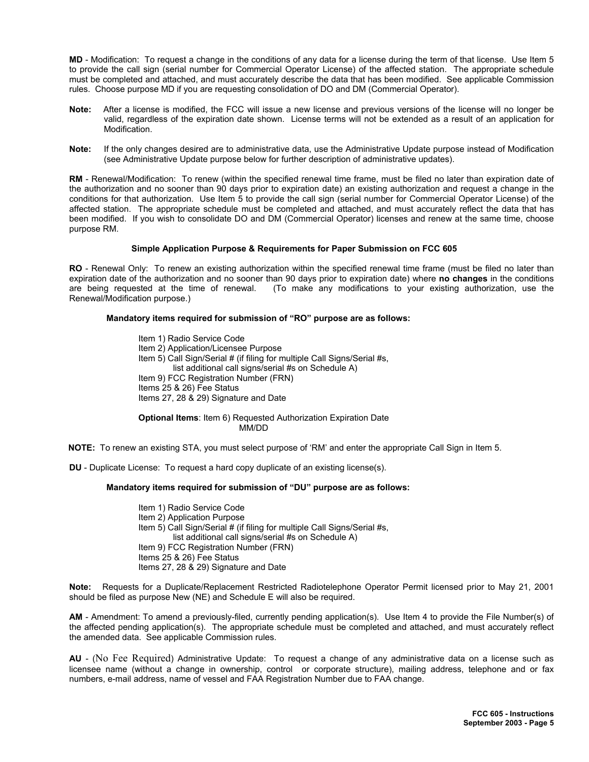**MD** - Modification: To request a change in the conditions of any data for a license during the term of that license. Use Item 5 to provide the call sign (serial number for Commercial Operator License) of the affected station. The appropriate schedule must be completed and attached, and must accurately describe the data that has been modified. See applicable Commission rules. Choose purpose MD if you are requesting consolidation of DO and DM (Commercial Operator).

**Note:** After a license is modified, the FCC will issue a new license and previous versions of the license will no longer be valid, regardless of the expiration date shown. License terms will not be extended as a result of an application for Modification.

**Note:** If the only changes desired are to administrative data, use the Administrative Update purpose instead of Modification (see Administrative Update purpose below for further description of administrative updates).

**RM** - Renewal/Modification: To renew (within the specified renewal time frame, must be filed no later than expiration date of the authorization and no sooner than 90 days prior to expiration date) an existing authorization and request a change in the conditions for that authorization. Use Item 5 to provide the call sign (serial number for Commercial Operator License) of the affected station. The appropriate schedule must be completed and attached, and must accurately reflect the data that has been modified. If you wish to consolidate DO and DM (Commercial Operator) licenses and renew at the same time, choose purpose RM.

**Simple Application Purpose & Requirements for Paper Submission on FCC 605**

**RO** - Renewal Only: To renew an existing authorization within the specified renewal time frame (must be filed no later than expiration date of the authorization and no sooner than 90 days prior to expiration date) where **no changes** in the conditions are being requested at the time of renewal. (To make any modifications to your existing authorization, use the Renewal/Modification purpose.)

**Mandatory items required for submission of "RO" purpose are as follows:**

Item 1) Radio Service Code
Item 2) Application/Licensee Purpose
Item 5) Call Sign/Serial # (if filing for multiple Call Signs/Serial #s, list additional call signs/serial #s on Schedule A)
Item 9) FCC Registration Number (FRN)
Items 25 & 26) Fee Status
Items 27, 28 & 29) Signature and Date

**Optional Items**: Item 6) Requested Authorization Expiration Date MM/DD

**NOTE:** To renew an existing STA, you must select purpose of 'RM' and enter the appropriate Call Sign in Item 5.

**DU** - Duplicate License: To request a hard copy duplicate of an existing license(s).

**Mandatory items required for submission of "DU" purpose are as follows:**

Item 1) Radio Service Code
Item 2) Application Purpose
Item 5) Call Sign/Serial # (if filing for multiple Call Signs/Serial #s, list additional call signs/serial #s on Schedule A)
Item 9) FCC Registration Number (FRN)
Items 25 & 26) Fee Status
Items 27, 28 & 29) Signature and Date

**Note:** Requests for a Duplicate/Replacement Restricted Radiotelephone Operator Permit licensed prior to May 21, 2001 should be filed as purpose New (NE) and Schedule E will also be required.

**AM** - Amendment: To amend a previously-filed, currently pending application(s). Use Item 4 to provide the File Number(s) of the affected pending application(s). The appropriate schedule must be completed and attached, and must accurately reflect the amended data. See applicable Commission rules.

**AU** - (No Fee Required) Administrative Update: To request a change of any administrative data on a license such as licensee name (without a change in ownership, control or corporate structure), mailing address, telephone and or fax numbers, e-mail address, name of vessel and FAA Registration Number due to FAA change.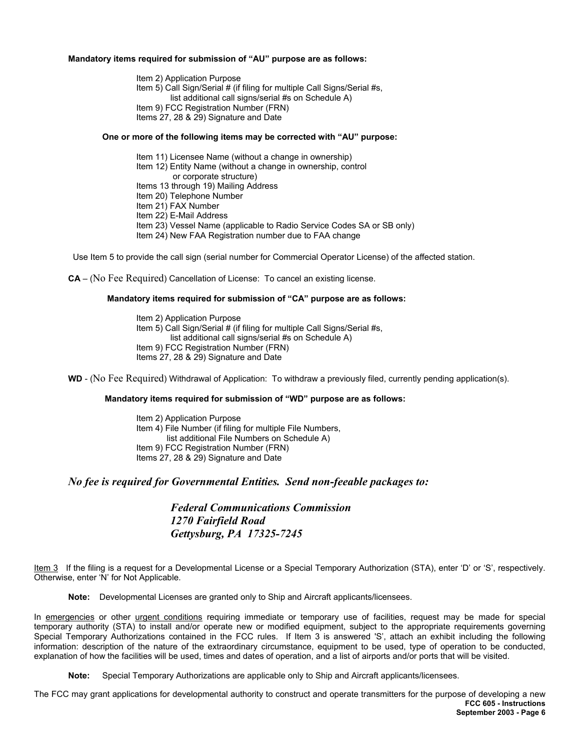**Mandatory items required for submission of "AU" purpose are as follows:**

- Item 2) Application Purpose
- Item 5) Call Sign/Serial # (if filing for multiple Call Signs/Serial #s, list additional call signs/serial #s on Schedule A)
- Item 9) FCC Registration Number (FRN)
- Items 27, 28 & 29) Signature and Date

**One or more of the following items may be corrected with "AU" purpose:**

- Item 11) Licensee Name (without a change in ownership)
- Item 12) Entity Name (without a change in ownership, control or corporate structure)
- Items 13 through 19) Mailing Address
- Item 20) Telephone Number
- Item 21) FAX Number
- Item 22) E-Mail Address
- Item 23) Vessel Name (applicable to Radio Service Codes SA or SB only)
- Item 24) New FAA Registration number due to FAA change

Use Item 5 to provide the call sign (serial number for Commercial Operator License) of the affected station.

**CA** – (No Fee Required) Cancellation of License: To cancel an existing license.

**Mandatory items required for submission of "CA" purpose are as follows:**

- Item 2) Application Purpose
- Item 5) Call Sign/Serial # (if filing for multiple Call Signs/Serial #s, list additional call signs/serial #s on Schedule A)
- Item 9) FCC Registration Number (FRN)
- Items 27, 28 & 29) Signature and Date

**WD** - (No Fee Required) Withdrawal of Application: To withdraw a previously filed, currently pending application(s).

**Mandatory items required for submission of "WD" purpose are as follows:**

- Item 2) Application Purpose
- Item 4) File Number (if filing for multiple File Numbers, list additional File Numbers on Schedule A)
- Item 9) FCC Registration Number (FRN)
- Items 27, 28 & 29) Signature and Date

***No fee is required for Governmental Entities. Send non-feeable packages to:***

***Federal Communications Commission***
***1270 Fairfield Road***
***Gettysburg, PA 17325-7245***

Item 3 If the filing is a request for a Developmental License or a Special Temporary Authorization (STA), enter 'D' or 'S', respectively. Otherwise, enter 'N' for Not Applicable.

**Note:** Developmental Licenses are granted only to Ship and Aircraft applicants/licensees.

In emergencies or other urgent conditions requiring immediate or temporary use of facilities, request may be made for special temporary authority (STA) to install and/or operate new or modified equipment, subject to the appropriate requirements governing Special Temporary Authorizations contained in the FCC rules. If Item 3 is answered 'S', attach an exhibit including the following information: description of the nature of the extraordinary circumstance, equipment to be used, type of operation to be conducted, explanation of how the facilities will be used, times and dates of operation, and a list of airports and/or ports that will be visited.

**Note:** Special Temporary Authorizations are applicable only to Ship and Aircraft applicants/licensees.

The FCC may grant applications for developmental authority to construct and operate transmitters for the purpose of developing a new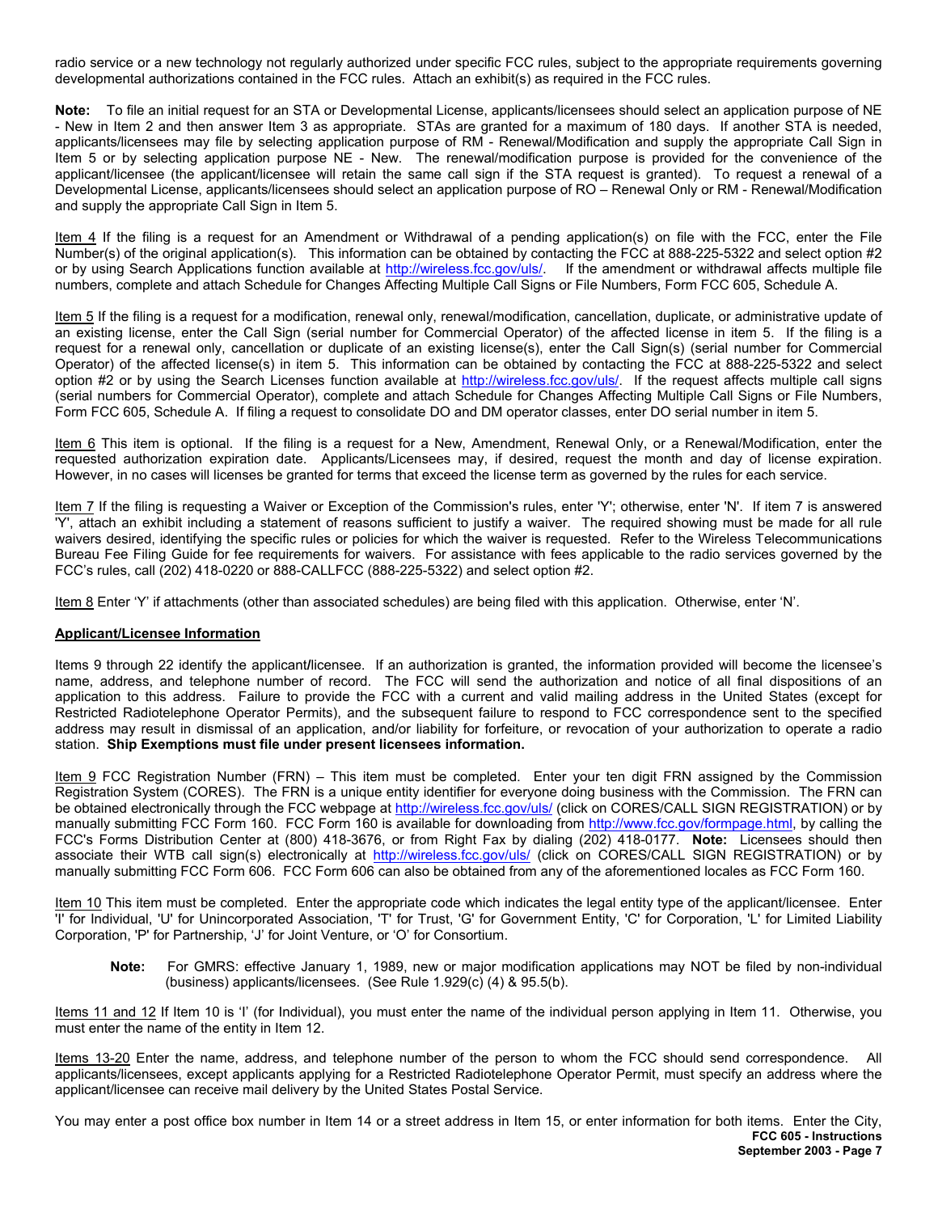radio service or a new technology not regularly authorized under specific FCC rules, subject to the appropriate requirements governing developmental authorizations contained in the FCC rules. Attach an exhibit(s) as required in the FCC rules.

**Note:** To file an initial request for an STA or Developmental License, applicants/licensees should select an application purpose of NE - New in Item 2 and then answer Item 3 as appropriate. STAs are granted for a maximum of 180 days. If another STA is needed, applicants/licensees may file by selecting application purpose of RM - Renewal/Modification and supply the appropriate Call Sign in Item 5 or by selecting application purpose NE - New. The renewal/modification purpose is provided for the convenience of the applicant/licensee (the applicant/licensee will retain the same call sign if the STA request is granted). To request a renewal of a Developmental License, applicants/licensees should select an application purpose of RO – Renewal Only or RM - Renewal/Modification and supply the appropriate Call Sign in Item 5.

Item 4 If the filing is a request for an Amendment or Withdrawal of a pending application(s) on file with the FCC, enter the File Number(s) of the original application(s). This information can be obtained by contacting the FCC at 888-225-5322 and select option #2 or by using Search Applications function available at http://wireless.fcc.gov/uls/. If the amendment or withdrawal affects multiple file numbers, complete and attach Schedule for Changes Affecting Multiple Call Signs or File Numbers, Form FCC 605, Schedule A.

Item 5 If the filing is a request for a modification, renewal only, renewal/modification, cancellation, duplicate, or administrative update of an existing license, enter the Call Sign (serial number for Commercial Operator) of the affected license in item 5. If the filing is a request for a renewal only, cancellation or duplicate of an existing license(s), enter the Call Sign(s) (serial number for Commercial Operator) of the affected license(s) in item 5. This information can be obtained by contacting the FCC at 888-225-5322 and select option #2 or by using the Search Licenses function available at http://wireless.fcc.gov/uls/. If the request affects multiple call signs (serial numbers for Commercial Operator), complete and attach Schedule for Changes Affecting Multiple Call Signs or File Numbers, Form FCC 605, Schedule A. If filing a request to consolidate DO and DM operator classes, enter DO serial number in item 5.

Item 6 This item is optional. If the filing is a request for a New, Amendment, Renewal Only, or a Renewal/Modification, enter the requested authorization expiration date. Applicants/Licensees may, if desired, request the month and day of license expiration. However, in no cases will licenses be granted for terms that exceed the license term as governed by the rules for each service.

Item 7 If the filing is requesting a Waiver or Exception of the Commission's rules, enter 'Y'; otherwise, enter 'N'. If item 7 is answered 'Y', attach an exhibit including a statement of reasons sufficient to justify a waiver. The required showing must be made for all rule waivers desired, identifying the specific rules or policies for which the waiver is requested. Refer to the Wireless Telecommunications Bureau Fee Filing Guide for fee requirements for waivers. For assistance with fees applicable to the radio services governed by the FCC's rules, call (202) 418-0220 or 888-CALLFCC (888-225-5322) and select option #2.

Item 8 Enter 'Y' if attachments (other than associated schedules) are being filed with this application. Otherwise, enter 'N'.

**Applicant/Licensee Information**

Items 9 through 22 identify the applicant/licensee. If an authorization is granted, the information provided will become the licensee's name, address, and telephone number of record. The FCC will send the authorization and notice of all final dispositions of an application to this address. Failure to provide the FCC with a current and valid mailing address in the United States (except for Restricted Radiotelephone Operator Permits), and the subsequent failure to respond to FCC correspondence sent to the specified address may result in dismissal of an application, and/or liability for forfeiture, or revocation of your authorization to operate a radio station. **Ship Exemptions must file under present licensees information.**

Item 9 FCC Registration Number (FRN) – This item must be completed. Enter your ten digit FRN assigned by the Commission Registration System (CORES). The FRN is a unique entity identifier for everyone doing business with the Commission. The FRN can be obtained electronically through the FCC webpage at http://wireless.fcc.gov/uls/ (click on CORES/CALL SIGN REGISTRATION) or by manually submitting FCC Form 160. FCC Form 160 is available for downloading from http://www.fcc.gov/formpage.html, by calling the FCC's Forms Distribution Center at (800) 418-3676, or from Right Fax by dialing (202) 418-0177. **Note:** Licensees should then associate their WTB call sign(s) electronically at http://wireless.fcc.gov/uls/ (click on CORES/CALL SIGN REGISTRATION) or by manually submitting FCC Form 606. FCC Form 606 can also be obtained from any of the aforementioned locales as FCC Form 160.

Item 10 This item must be completed. Enter the appropriate code which indicates the legal entity type of the applicant/licensee. Enter 'I' for Individual, 'U' for Unincorporated Association, 'T' for Trust, 'G' for Government Entity, 'C' for Corporation, 'L' for Limited Liability Corporation, 'P' for Partnership, 'J' for Joint Venture, or 'O' for Consortium.

**Note:** For GMRS: effective January 1, 1989, new or major modification applications may NOT be filed by non-individual (business) applicants/licensees. (See Rule 1.929(c) (4) & 95.5(b).

Items 11 and 12 If Item 10 is 'I' (for Individual), you must enter the name of the individual person applying in Item 11. Otherwise, you must enter the name of the entity in Item 12.

Items 13-20 Enter the name, address, and telephone number of the person to whom the FCC should send correspondence. All applicants/licensees, except applicants applying for a Restricted Radiotelephone Operator Permit, must specify an address where the applicant/licensee can receive mail delivery by the United States Postal Service.

You may enter a post office box number in Item 14 or a street address in Item 15, or enter information for both items. Enter the City,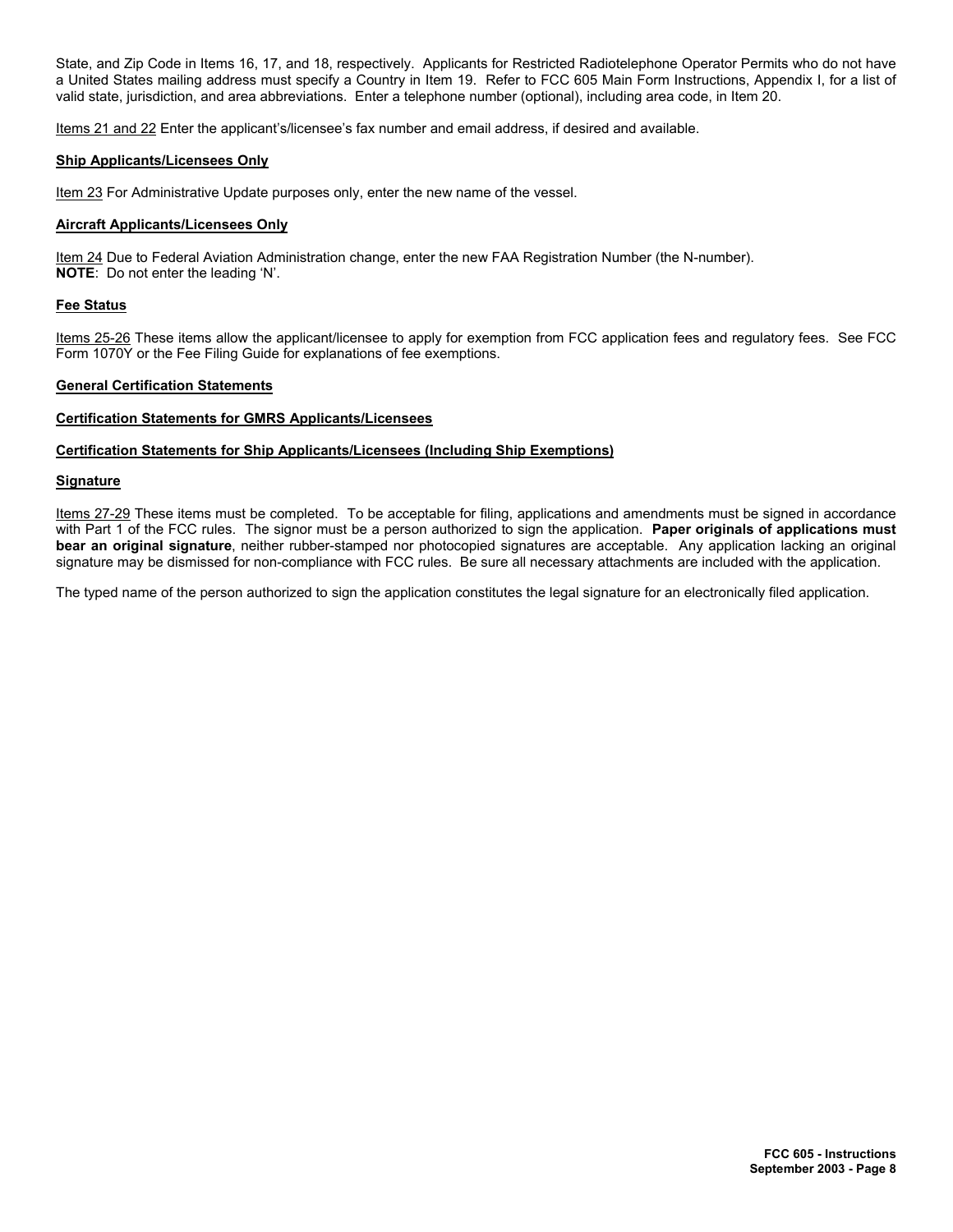State, and Zip Code in Items 16, 17, and 18, respectively. Applicants for Restricted Radiotelephone Operator Permits who do not have a United States mailing address must specify a Country in Item 19. Refer to FCC 605 Main Form Instructions, Appendix I, for a list of valid state, jurisdiction, and area abbreviations. Enter a telephone number (optional), including area code, in Item 20.

Items 21 and 22 Enter the applicant's/licensee's fax number and email address, if desired and available.

**Ship Applicants/Licensees Only**

Item 23 For Administrative Update purposes only, enter the new name of the vessel.

**Aircraft Applicants/Licensees Only**

Item 24 Due to Federal Aviation Administration change, enter the new FAA Registration Number (the N-number).
**NOTE**: Do not enter the leading 'N'.

**Fee Status**

Items 25-26 These items allow the applicant/licensee to apply for exemption from FCC application fees and regulatory fees. See FCC Form 1070Y or the Fee Filing Guide for explanations of fee exemptions.

**General Certification Statements**

**Certification Statements for GMRS Applicants/Licensees**

**Certification Statements for Ship Applicants/Licensees (Including Ship Exemptions)**

**Signature**

Items 27-29 These items must be completed. To be acceptable for filing, applications and amendments must be signed in accordance with Part 1 of the FCC rules. The signor must be a person authorized to sign the application. **Paper originals of applications must bear an original signature**, neither rubber-stamped nor photocopied signatures are acceptable. Any application lacking an original signature may be dismissed for non-compliance with FCC rules. Be sure all necessary attachments are included with the application.

The typed name of the person authorized to sign the application constitutes the legal signature for an electronically filed application.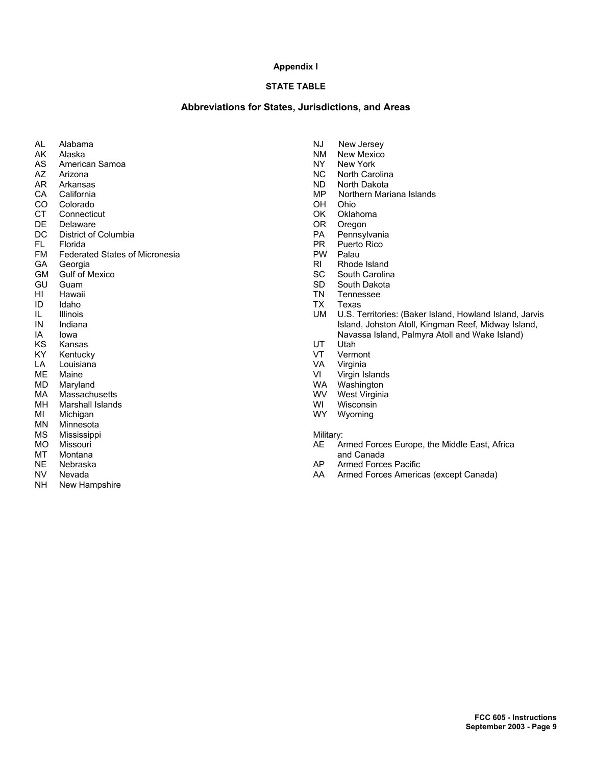**Appendix I**

**STATE TABLE**

## Abbreviations for States, Jurisdictions, and Areas

| Code | Name |
|---|---|
| AL | Alabama |
| AK | Alaska |
| AS | American Samoa |
| AZ | Arizona |
| AR | Arkansas |
| CA | California |
| CO | Colorado |
| CT | Connecticut |
| DE | Delaware |
| DC | District of Columbia |
| FL | Florida |
| FM | Federated States of Micronesia |
| GA | Georgia |
| GM | Gulf of Mexico |
| GU | Guam |
| HI | Hawaii |
| ID | Idaho |
| IL | Illinois |
| IN | Indiana |
| IA | Iowa |
| KS | Kansas |
| KY | Kentucky |
| LA | Louisiana |
| ME | Maine |
| MD | Maryland |
| MA | Massachusetts |
| MH | Marshall Islands |
| MI | Michigan |
| MN | Minnesota |
| MS | Mississippi |
| MO | Missouri |
| MT | Montana |
| NE | Nebraska |
| NV | Nevada |
| NH | New Hampshire |
| NJ | New Jersey |
| NM | New Mexico |
| NY | New York |
| NC | North Carolina |
| ND | North Dakota |
| MP | Northern Mariana Islands |
| OH | Ohio |
| OK | Oklahoma |
| OR | Oregon |
| PA | Pennsylvania |
| PR | Puerto Rico |
| PW | Palau |
| RI | Rhode Island |
| SC | South Carolina |
| SD | South Dakota |
| TN | Tennessee |
| TX | Texas |
| UM | U.S. Territories: (Baker Island, Howland Island, Jarvis Island, Johston Atoll, Kingman Reef, Midway Island, Navassa Island, Palmyra Atoll and Wake Island) |
| UT | Utah |
| VT | Vermont |
| VA | Virginia |
| VI | Virgin Islands |
| WA | Washington |
| WV | West Virginia |
| WI | Wisconsin |
| WY | Wyoming |

Military:

| Code | Name |
|---|---|
| AE | Armed Forces Europe, the Middle East, Africa and Canada |
| AP | Armed Forces Pacific |
| AA | Armed Forces Americas (except Canada) |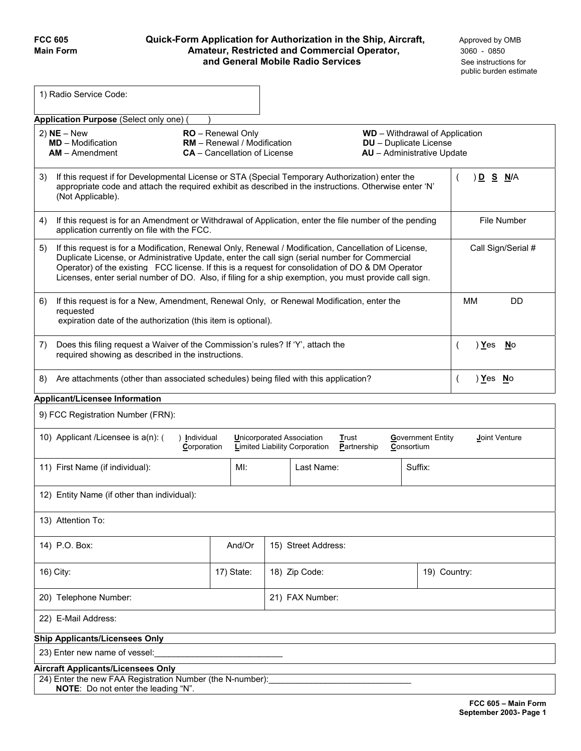**FCC 605**
**Main Form**

## Quick-Form Application for Authorization in the Ship, Aircraft, Amateur, Restricted and Commercial Operator, and General Mobile Radio Services

Approved by OMB
3060 - 0850
See instructions for public burden estimate

| 1) Radio Service Code: |
|---|

**Application Purpose** (Select only one) (      )

| | | |
|---|---|---|
| 2) **NE** – New | **RO** – Renewal Only | **WD** – Withdrawal of Application |
| **MD** – Modification | **RM** – Renewal / Modification | **DU** – Duplicate License |
| **AM** – Amendment | **CA** – Cancellation of License | **AU** – Administrative Update |

| | |
|---|---|
| 3) If this request if for Developmental License or STA (Special Temporary Authorization) enter the appropriate code and attach the required exhibit as described in the instructions. Otherwise enter 'N' (Not Applicable). | (      ) **D** **S** **N**/A |
| 4) If this request is for an Amendment or Withdrawal of Application, enter the file number of the pending application currently on file with the FCC. | File Number |
| 5) If this request is for a Modification, Renewal Only, Renewal / Modification, Cancellation of License, Duplicate License, or Administrative Update, enter the call sign (serial number for Commercial Operator) of the existing FCC license. If this is a request for consolidation of DO & DM Operator Licenses, enter serial number of DO. Also, if filing for a ship exemption, you must provide call sign. | Call Sign/Serial # |
| 6) If this request is for a New, Amendment, Renewal Only, or Renewal Modification, enter the requested expiration date of the authorization (this item is optional). | MM DD |
| 7) Does this filing request a Waiver of the Commission's rules? If 'Y', attach the required showing as described in the instructions. | (      ) **Y**es **N**o |
| 8) Are attachments (other than associated schedules) being filed with this application? | (      ) **Y**es **N**o |

**Applicant/Licensee Information**

| | | | |
|---|---|---|---|
| 9) FCC Registration Number (FRN): | | | |
| 10) Applicant /Licensee is a(n): (      ) **I**ndividual **C**orporation **U**nincorporated Association **L**imited Liability Corporation **T**rust **P**artnership **G**overnment Entity **C**onsortium **J**oint Venture | | | |
| 11) First Name (if individual): | MI: | Last Name: | Suffix: |
| 12) Entity Name (if other than individual): | | | |
| 13) Attention To: | | | |
| 14) P.O. Box: | And/Or | 15) Street Address: | |
| 16) City: | 17) State: | 18) Zip Code: | 19) Country: |
| 20) Telephone Number: | | 21) FAX Number: | |
| 22) E-Mail Address: | | | |

**Ship Applicants/Licensees Only**

23) Enter new name of vessel:___________________________

**Aircraft Applicants/Licensees Only**

24) Enter the new FAA Registration Number (the N-number):______________________________
**NOTE**: Do not enter the leading "N".

**FCC 605 – Main Form**
**September 2003- Page 1**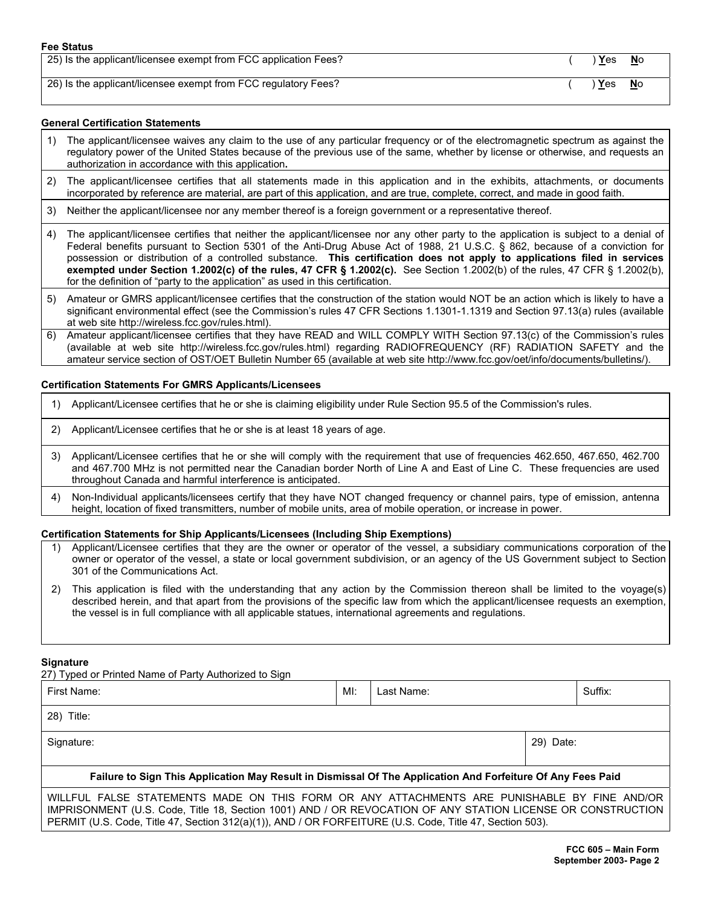**Fee Status**

| | |
|---|---|
| 25) Is the applicant/licensee exempt from FCC application Fees? | ( ) **Y**es **N**o |
| 26) Is the applicant/licensee exempt from FCC regulatory Fees? | ( ) **Y**es **N**o |

**General Certification Statements**

1) The applicant/licensee waives any claim to the use of any particular frequency or of the electromagnetic spectrum as against the regulatory power of the United States because of the previous use of the same, whether by license or otherwise, and requests an authorization in accordance with this application**.**

2) The applicant/licensee certifies that all statements made in this application and in the exhibits, attachments, or documents incorporated by reference are material, are part of this application, and are true, complete, correct, and made in good faith.

3) Neither the applicant/licensee nor any member thereof is a foreign government or a representative thereof.

4) The applicant/licensee certifies that neither the applicant/licensee nor any other party to the application is subject to a denial of Federal benefits pursuant to Section 5301 of the Anti-Drug Abuse Act of 1988, 21 U.S.C. § 862, because of a conviction for possession or distribution of a controlled substance. **This certification does not apply to applications filed in services exempted under Section 1.2002(c) of the rules, 47 CFR § 1.2002(c).** See Section 1.2002(b) of the rules, 47 CFR § 1.2002(b), for the definition of "party to the application" as used in this certification.

5) Amateur or GMRS applicant/licensee certifies that the construction of the station would NOT be an action which is likely to have a significant environmental effect (see the Commission's rules 47 CFR Sections 1.1301-1.1319 and Section 97.13(a) rules (available at web site http://wireless.fcc.gov/rules.html).

6) Amateur applicant/licensee certifies that they have READ and WILL COMPLY WITH Section 97.13(c) of the Commission's rules (available at web site http://wireless.fcc.gov/rules.html) regarding RADIOFREQUENCY (RF) RADIATION SAFETY and the amateur service section of OST/OET Bulletin Number 65 (available at web site http://www.fcc.gov/oet/info/documents/bulletins/).

**Certification Statements For GMRS Applicants/Licensees**

1) Applicant/Licensee certifies that he or she is claiming eligibility under Rule Section 95.5 of the Commission's rules.

2) Applicant/Licensee certifies that he or she is at least 18 years of age.

3) Applicant/Licensee certifies that he or she will comply with the requirement that use of frequencies 462.650, 467.650, 462.700 and 467.700 MHz is not permitted near the Canadian border North of Line A and East of Line C. These frequencies are used throughout Canada and harmful interference is anticipated.

4) Non-Individual applicants/licensees certify that they have NOT changed frequency or channel pairs, type of emission, antenna height, location of fixed transmitters, number of mobile units, area of mobile operation, or increase in power.

**Certification Statements for Ship Applicants/Licensees (Including Ship Exemptions)**

1) Applicant/Licensee certifies that they are the owner or operator of the vessel, a subsidiary communications corporation of the owner or operator of the vessel, a state or local government subdivision, or an agency of the US Government subject to Section 301 of the Communications Act.

2) This application is filed with the understanding that any action by the Commission thereon shall be limited to the voyage(s) described herein, and that apart from the provisions of the specific law from which the applicant/licensee requests an exemption, the vessel is in full compliance with all applicable statues, international agreements and regulations.

**Signature**

27) Typed or Printed Name of Party Authorized to Sign

| First Name: | MI: | Last Name: | Suffix: |
|---|---|---|---|
| 28) Title: | | | |
| Signature: | | | 29) Date: |

**Failure to Sign This Application May Result in Dismissal Of The Application And Forfeiture Of Any Fees Paid**

WILLFUL FALSE STATEMENTS MADE ON THIS FORM OR ANY ATTACHMENTS ARE PUNISHABLE BY FINE AND/OR IMPRISONMENT (U.S. Code, Title 18, Section 1001) AND / OR REVOCATION OF ANY STATION LICENSE OR CONSTRUCTION PERMIT (U.S. Code, Title 47, Section 312(a)(1)), AND / OR FORFEITURE (U.S. Code, Title 47, Section 503).

**FCC 605 – Main Form**
**September 2003- Page 2**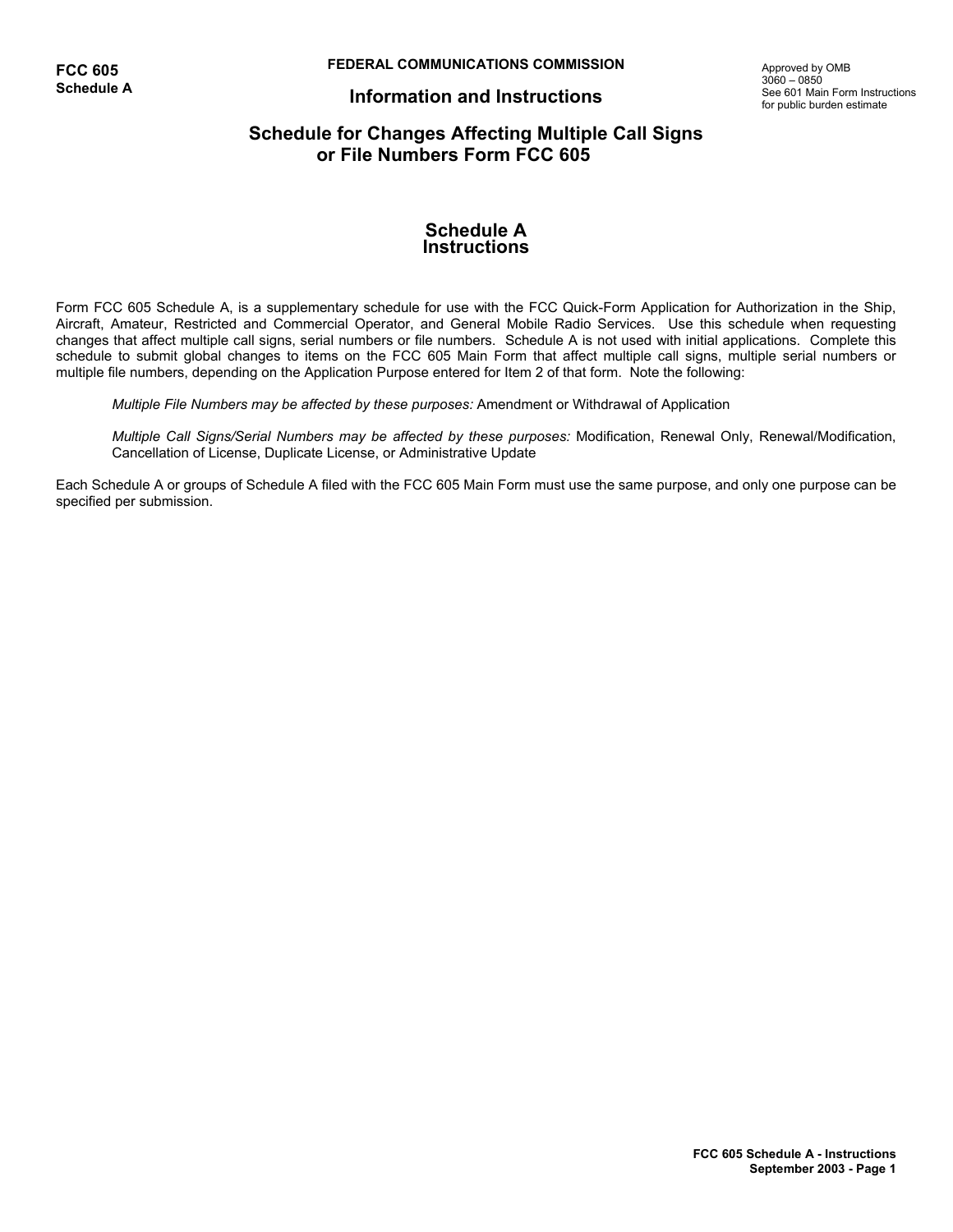**FCC 605**
**Schedule A**

**FEDERAL COMMUNICATIONS COMMISSION**

Approved by OMB
3060 – 0850
See 601 Main Form Instructions for public burden estimate

## Information and Instructions

## Schedule for Changes Affecting Multiple Call Signs or File Numbers Form FCC 605

# Schedule A Instructions

Form FCC 605 Schedule A, is a supplementary schedule for use with the FCC Quick-Form Application for Authorization in the Ship, Aircraft, Amateur, Restricted and Commercial Operator, and General Mobile Radio Services. Use this schedule when requesting changes that affect multiple call signs, serial numbers or file numbers. Schedule A is not used with initial applications. Complete this schedule to submit global changes to items on the FCC 605 Main Form that affect multiple call signs, multiple serial numbers or multiple file numbers, depending on the Application Purpose entered for Item 2 of that form. Note the following:

> *Multiple File Numbers may be affected by these purposes:* Amendment or Withdrawal of Application
>
> *Multiple Call Signs/Serial Numbers may be affected by these purposes:* Modification, Renewal Only, Renewal/Modification, Cancellation of License, Duplicate License, or Administrative Update

Each Schedule A or groups of Schedule A filed with the FCC 605 Main Form must use the same purpose, and only one purpose can be specified per submission.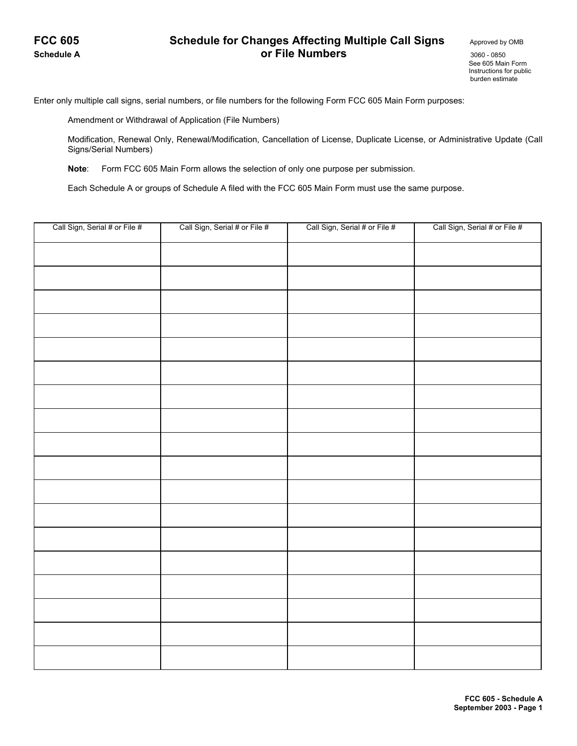**FCC 605**
**Schedule A**

# Schedule for Changes Affecting Multiple Call Signs or File Numbers

Approved by OMB
3060 - 0850
See 605 Main Form Instructions for public burden estimate

Enter only multiple call signs, serial numbers, or file numbers for the following Form FCC 605 Main Form purposes:

Amendment or Withdrawal of Application (File Numbers)

Modification, Renewal Only, Renewal/Modification, Cancellation of License, Duplicate License, or Administrative Update (Call Signs/Serial Numbers)

**Note**: Form FCC 605 Main Form allows the selection of only one purpose per submission.

Each Schedule A or groups of Schedule A filed with the FCC 605 Main Form must use the same purpose.

| Call Sign, Serial # or File # | Call Sign, Serial # or File # | Call Sign, Serial # or File # | Call Sign, Serial # or File # |
|---|---|---|---|
| | | | |
| | | | |
| | | | |
| | | | |
| | | | |
| | | | |
| | | | |
| | | | |
| | | | |
| | | | |
| | | | |
| | | | |
| | | | |
| | | | |
| | | | |
| | | | |
| | | | |
| | | | |

FCC 605 - Schedule A
September 2003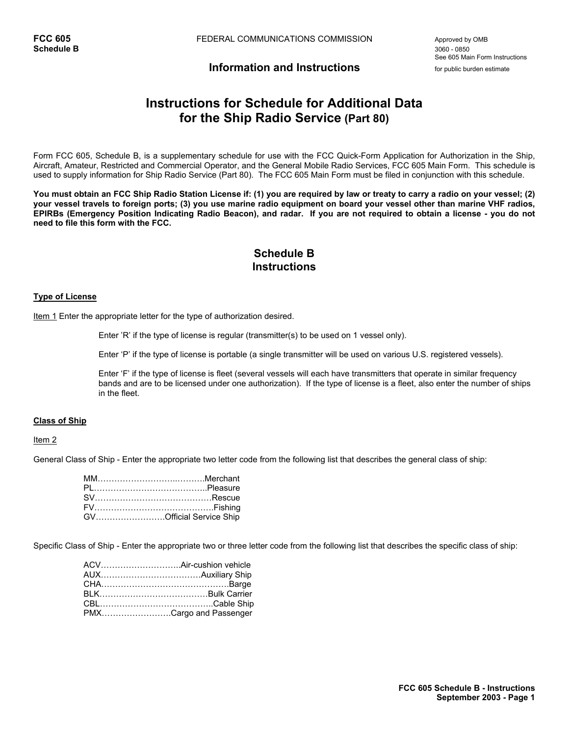FCC 605
Schedule B

FEDERAL COMMUNICATIONS COMMISSION

Approved by OMB
3060 - 0850
See 605 Main Form Instructions
for public burden estimate

**Information and Instructions**

# Instructions for Schedule for Additional Data for the Ship Radio Service (Part 80)

Form FCC 605, Schedule B, is a supplementary schedule for use with the FCC Quick-Form Application for Authorization in the Ship, Aircraft, Amateur, Restricted and Commercial Operator, and the General Mobile Radio Services, FCC 605 Main Form. This schedule is used to supply information for Ship Radio Service (Part 80). The FCC 605 Main Form must be filed in conjunction with this schedule.

**You must obtain an FCC Ship Radio Station License if: (1) you are required by law or treaty to carry a radio on your vessel; (2) your vessel travels to foreign ports; (3) you use marine radio equipment on board your vessel other than marine VHF radios, EPIRBs (Emergency Position Indicating Radio Beacon), and radar. If you are not required to obtain a license - you do not need to file this form with the FCC.**

## Schedule B Instructions

### Type of License

Item 1 Enter the appropriate letter for the type of authorization desired.

Enter 'R' if the type of license is regular (transmitter(s) to be used on 1 vessel only).

Enter 'P' if the type of license is portable (a single transmitter will be used on various U.S. registered vessels).

Enter 'F' if the type of license is fleet (several vessels will each have transmitters that operate in similar frequency bands and are to be licensed under one authorization). If the type of license is a fleet, also enter the number of ships in the fleet.

### Class of Ship

Item 2

General Class of Ship - Enter the appropriate two letter code from the following list that describes the general class of ship:

MM……………………..……….Merchant
PL…………………………………..Pleasure
SV……………………………………Rescue
FV……………………………………Fishing
GV…………………….Official Service Ship

Specific Class of Ship - Enter the appropriate two or three letter code from the following list that describes the specific class of ship:

ACV………………………..Air-cushion vehicle
AUX………………………………Auxiliary Ship
CHA………………………………………Barge
BLK…………………………………Bulk Carrier
CBL…………………………………..Cable Ship
PMX…………………….Cargo and Passenger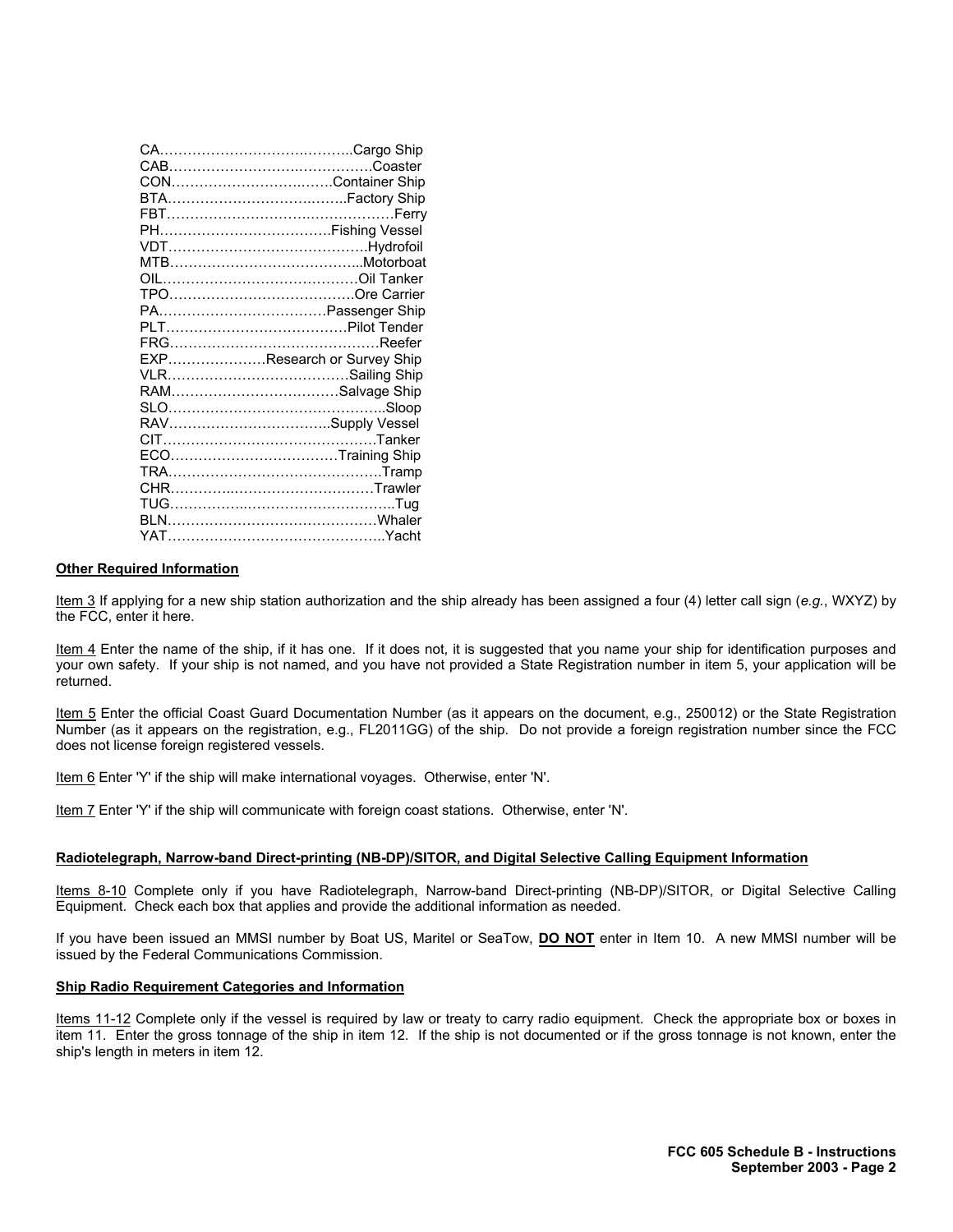CA………………………….……..Cargo Ship
CAB……………………….…………….Coaster
CON……………………….…….Container Ship
BTA…………………………….……..Factory Ship
FBT……………………….……….…………Ferry
PH………………………………Fishing Vessel
VDT…………………………………….Hydrofoil
MTB…………………………………..Motorboat
OIL……………………………………Oil Tanker
TPO…………………………………Ore Carrier
PA………………………………Passenger Ship
PLT…………………………………Pilot Tender
FRG………………………………………Reefer
EXP…………………Research or Survey Ship
VLR…………………………………Sailing Ship
RAM………………………………Salvage Ship
SLO………………………………………..Sloop
RAV……………………………..Supply Vessel
CIT………………………………………Tanker
ECO………………………………Training Ship
TRA……………………………………….Tramp
CHR………..…………………………Trawler
TUG…………..…………………………..Tug
BLN………………………………………Whaler
YAT………………………………………..Yacht

**Other Required Information**

Item 3 If applying for a new ship station authorization and the ship already has been assigned a four (4) letter call sign (*e.g.*, WXYZ) by the FCC, enter it here.

Item 4 Enter the name of the ship, if it has one. If it does not, it is suggested that you name your ship for identification purposes and your own safety. If your ship is not named, and you have not provided a State Registration number in item 5, your application will be returned.

Item 5 Enter the official Coast Guard Documentation Number (as it appears on the document, e.g., 250012) or the State Registration Number (as it appears on the registration, e.g., FL2011GG) of the ship. Do not provide a foreign registration number since the FCC does not license foreign registered vessels.

Item 6 Enter 'Y' if the ship will make international voyages. Otherwise, enter 'N'.

Item 7 Enter 'Y' if the ship will communicate with foreign coast stations. Otherwise, enter 'N'.

**Radiotelegraph, Narrow-band Direct-printing (NB-DP)/SITOR, and Digital Selective Calling Equipment Information**

Items 8-10 Complete only if you have Radiotelegraph, Narrow-band Direct-printing (NB-DP)/SITOR, or Digital Selective Calling Equipment. Check each box that applies and provide the additional information as needed.

If you have been issued an MMSI number by Boat US, Maritel or SeaTow, **DO NOT** enter in Item 10. A new MMSI number will be issued by the Federal Communications Commission.

**Ship Radio Requirement Categories and Information**

Items 11-12 Complete only if the vessel is required by law or treaty to carry radio equipment. Check the appropriate box or boxes in item 11. Enter the gross tonnage of the ship in item 12. If the ship is not documented or if the gross tonnage is not known, enter the ship's length in meters in item 12.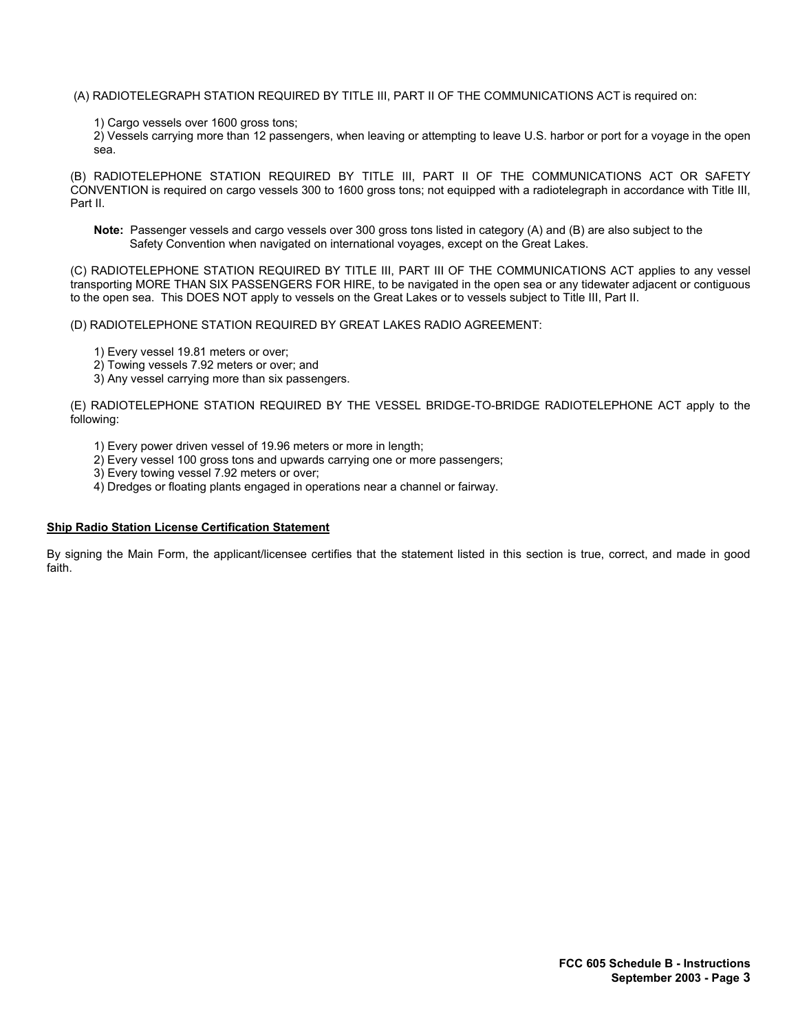(A) RADIOTELEGRAPH STATION REQUIRED BY TITLE III, PART II OF THE COMMUNICATIONS ACT is required on:

1) Cargo vessels over 1600 gross tons;
2) Vessels carrying more than 12 passengers, when leaving or attempting to leave U.S. harbor or port for a voyage in the open sea.

(B) RADIOTELEPHONE STATION REQUIRED BY TITLE III, PART II OF THE COMMUNICATIONS ACT OR SAFETY CONVENTION is required on cargo vessels 300 to 1600 gross tons; not equipped with a radiotelegraph in accordance with Title III, Part II.

**Note:** Passenger vessels and cargo vessels over 300 gross tons listed in category (A) and (B) are also subject to the Safety Convention when navigated on international voyages, except on the Great Lakes.

(C) RADIOTELEPHONE STATION REQUIRED BY TITLE III, PART III OF THE COMMUNICATIONS ACT applies to any vessel transporting MORE THAN SIX PASSENGERS FOR HIRE, to be navigated in the open sea or any tidewater adjacent or contiguous to the open sea. This DOES NOT apply to vessels on the Great Lakes or to vessels subject to Title III, Part II.

(D) RADIOTELEPHONE STATION REQUIRED BY GREAT LAKES RADIO AGREEMENT:

1) Every vessel 19.81 meters or over;
2) Towing vessels 7.92 meters or over; and
3) Any vessel carrying more than six passengers.

(E) RADIOTELEPHONE STATION REQUIRED BY THE VESSEL BRIDGE-TO-BRIDGE RADIOTELEPHONE ACT apply to the following:

1) Every power driven vessel of 19.96 meters or more in length;
2) Every vessel 100 gross tons and upwards carrying one or more passengers;
3) Every towing vessel 7.92 meters or over;
4) Dredges or floating plants engaged in operations near a channel or fairway.

**Ship Radio Station License Certification Statement**

By signing the Main Form, the applicant/licensee certifies that the statement listed in this section is true, correct, and made in good faith.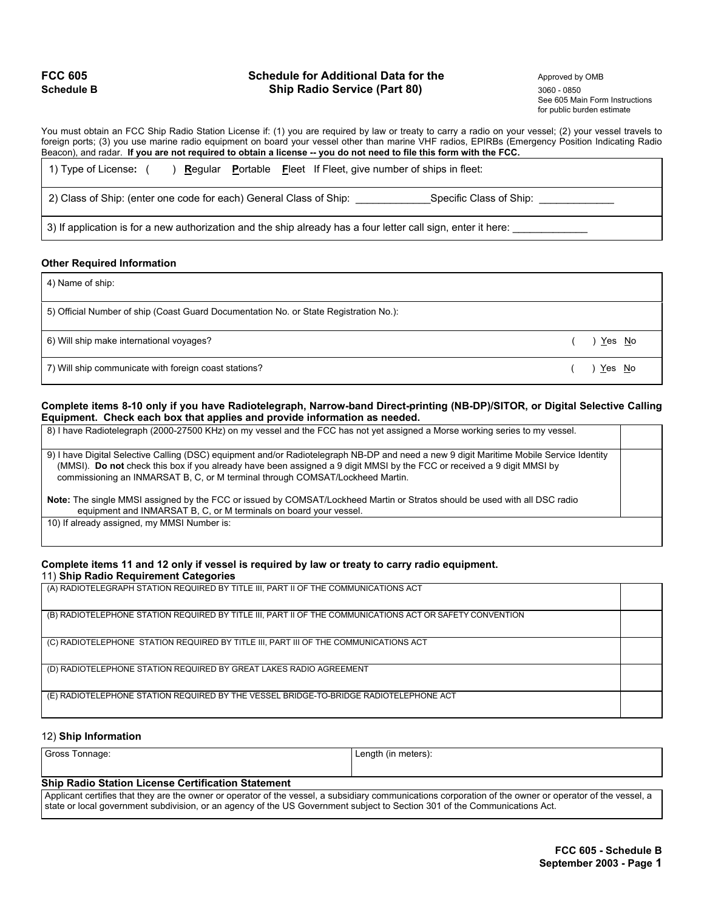**FCC 605**
**Schedule B**

## Schedule for Additional Data for the Ship Radio Service (Part 80)

Approved by OMB
3060 - 0850
See 605 Main Form Instructions for public burden estimate

You must obtain an FCC Ship Radio Station License if: (1) you are required by law or treaty to carry a radio on your vessel; (2) your vessel travels to foreign ports; (3) you use marine radio equipment on board your vessel other than marine VHF radios, EPIRBs (Emergency Position Indicating Radio Beacon), and radar. **If you are not required to obtain a license -- you do not need to file this form with the FCC.**

| |
|---|
| 1) Type of License**:** (     ) **R**egular **P**ortable **F**leet If Fleet, give number of ships in fleet: |
| 2) Class of Ship: (enter one code for each) General Class of Ship: _____________Specific Class of Ship: _____________ |
| 3) If application is for a new authorization and the ship already has a four letter call sign, enter it here: _____________ |

### Other Required Information

| | |
|---|---|
| 4) Name of ship: | |
| 5) Official Number of ship (Coast Guard Documentation No. or State Registration No.): | |
| 6) Will ship make international voyages? | (     ) Yes No |
| 7) Will ship communicate with foreign coast stations? | (     ) Yes No |

**Complete items 8-10 only if you have Radiotelegraph, Narrow-band Direct-printing (NB-DP)/SITOR, or Digital Selective Calling Equipment. Check each box that applies and provide information as needed.**

| | |
|---|---|
| 8) I have Radiotelegraph (2000-27500 KHz) on my vessel and the FCC has not yet assigned a Morse working series to my vessel. | |
| 9) I have Digital Selective Calling (DSC) equipment and/or Radiotelegraph NB-DP and need a new 9 digit Maritime Mobile Service Identity (MMSI). **Do not** check this box if you already have been assigned a 9 digit MMSI by the FCC or received a 9 digit MMSI by commissioning an INMARSAT B, C, or M terminal through COMSAT/Lockheed Martin.<br><br>**Note:** The single MMSI assigned by the FCC or issued by COMSAT/Lockheed Martin or Stratos should be used with all DSC radio equipment and INMARSAT B, C, or M terminals on board your vessel. | |
| 10) If already assigned, my MMSI Number is: | |

**Complete items 11 and 12 only if vessel is required by law or treaty to carry radio equipment.**

11) **Ship Radio Requirement Categories**

| | |
|---|---|
| (A) RADIOTELEGRAPH STATION REQUIRED BY TITLE III, PART II OF THE COMMUNICATIONS ACT | |
| (B) RADIOTELEPHONE STATION REQUIRED BY TITLE III, PART II OF THE COMMUNICATIONS ACT OR SAFETY CONVENTION | |
| (C) RADIOTELEPHONE STATION REQUIRED BY TITLE III, PART III OF THE COMMUNICATIONS ACT | |
| (D) RADIOTELEPHONE STATION REQUIRED BY GREAT LAKES RADIO AGREEMENT | |
| (E) RADIOTELEPHONE STATION REQUIRED BY THE VESSEL BRIDGE-TO-BRIDGE RADIOTELEPHONE ACT | |

12) **Ship Information**

| Gross Tonnage: | Length (in meters): |
|---|---|
| | |

**Ship Radio Station License Certification Statement**

Applicant certifies that they are the owner or operator of the vessel, a subsidiary communications corporation of the owner or operator of the vessel, a state or local government subdivision, or an agency of the US Government subject to Section 301 of the Communications Act.

**FCC 605 - Schedule B**
**September 2003**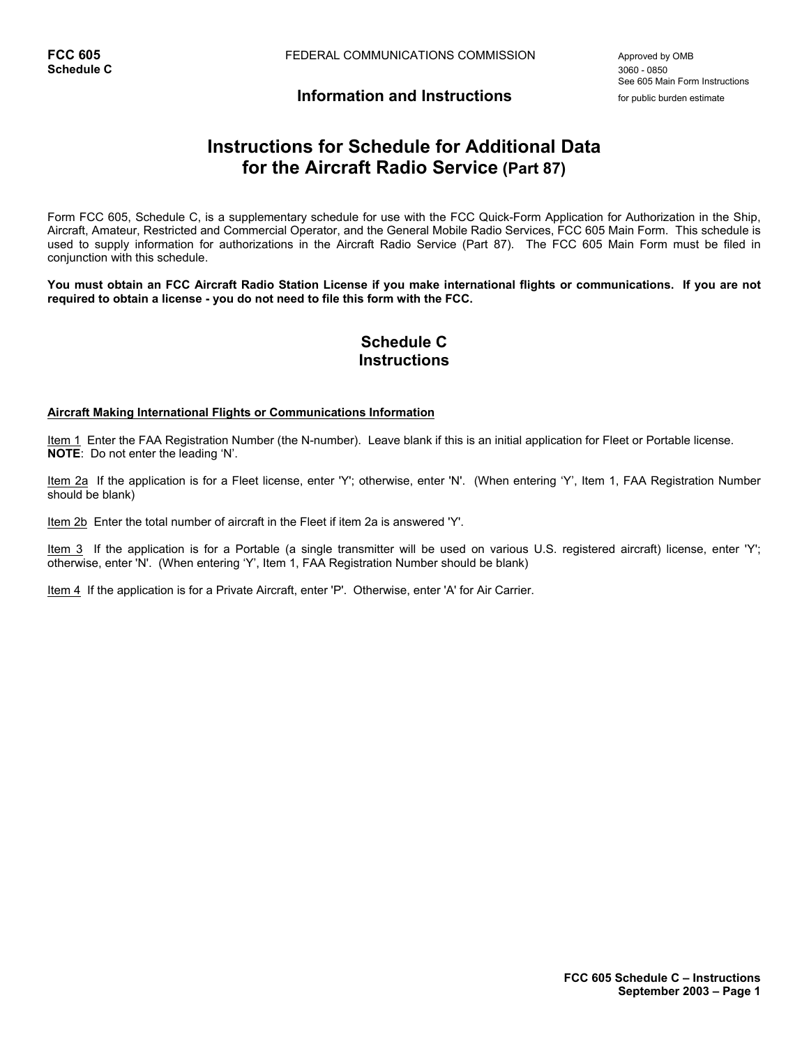**FCC 605**
**Schedule C**

FEDERAL COMMUNICATIONS COMMISSION

Approved by OMB
3060 - 0850
See 605 Main Form Instructions
for public burden estimate

**Information and Instructions**

# Instructions for Schedule for Additional Data for the Aircraft Radio Service (Part 87)

Form FCC 605, Schedule C, is a supplementary schedule for use with the FCC Quick-Form Application for Authorization in the Ship, Aircraft, Amateur, Restricted and Commercial Operator, and the General Mobile Radio Services, FCC 605 Main Form. This schedule is used to supply information for authorizations in the Aircraft Radio Service (Part 87). The FCC 605 Main Form must be filed in conjunction with this schedule.

**You must obtain an FCC Aircraft Radio Station License if you make international flights or communications. If you are not required to obtain a license - you do not need to file this form with the FCC.**

## Schedule C Instructions

**Aircraft Making International Flights or Communications Information**

Item 1 Enter the FAA Registration Number (the N-number). Leave blank if this is an initial application for Fleet or Portable license.
**NOTE**: Do not enter the leading 'N'.

Item 2a If the application is for a Fleet license, enter 'Y'; otherwise, enter 'N'. (When entering 'Y', Item 1, FAA Registration Number should be blank)

Item 2b Enter the total number of aircraft in the Fleet if item 2a is answered 'Y'.

Item 3 If the application is for a Portable (a single transmitter will be used on various U.S. registered aircraft) license, enter 'Y'; otherwise, enter 'N'. (When entering 'Y', Item 1, FAA Registration Number should be blank)

Item 4 If the application is for a Private Aircraft, enter 'P'. Otherwise, enter 'A' for Air Carrier.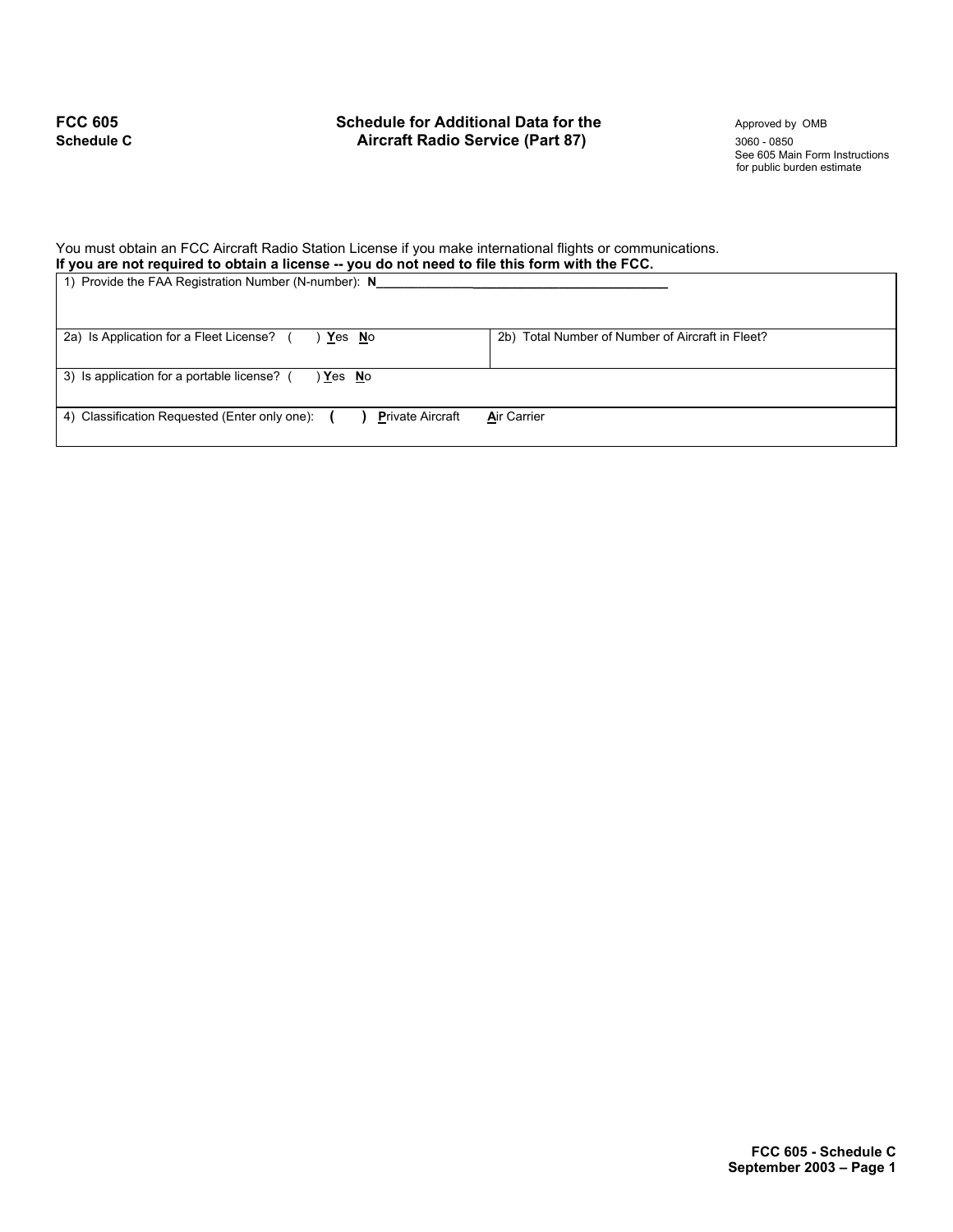**FCC 605**
**Schedule C**

## Schedule for Additional Data for the Aircraft Radio Service (Part 87)

Approved by OMB
3060 - 0850
See 605 Main Form Instructions for public burden estimate

You must obtain an FCC Aircraft Radio Station License if you make international flights or communications.
**If you are not required to obtain a license -- you do not need to file this form with the FCC.**

| | |
|---|---|
| 1) Provide the FAA Registration Number (N-number): **N**_________________________________________ | |
| 2a) Is Application for a Fleet License? ( ) **Y**es **N**o | 2b) Total Number of Number of Aircraft in Fleet? |
| 3) Is application for a portable license? ( ) **Y**es **N**o | |
| 4) Classification Requested (Enter only one): **( )** **P**rivate Aircraft **A**ir Carrier | |

**FCC 605 - Schedule C**
**September 2003 – Page 1**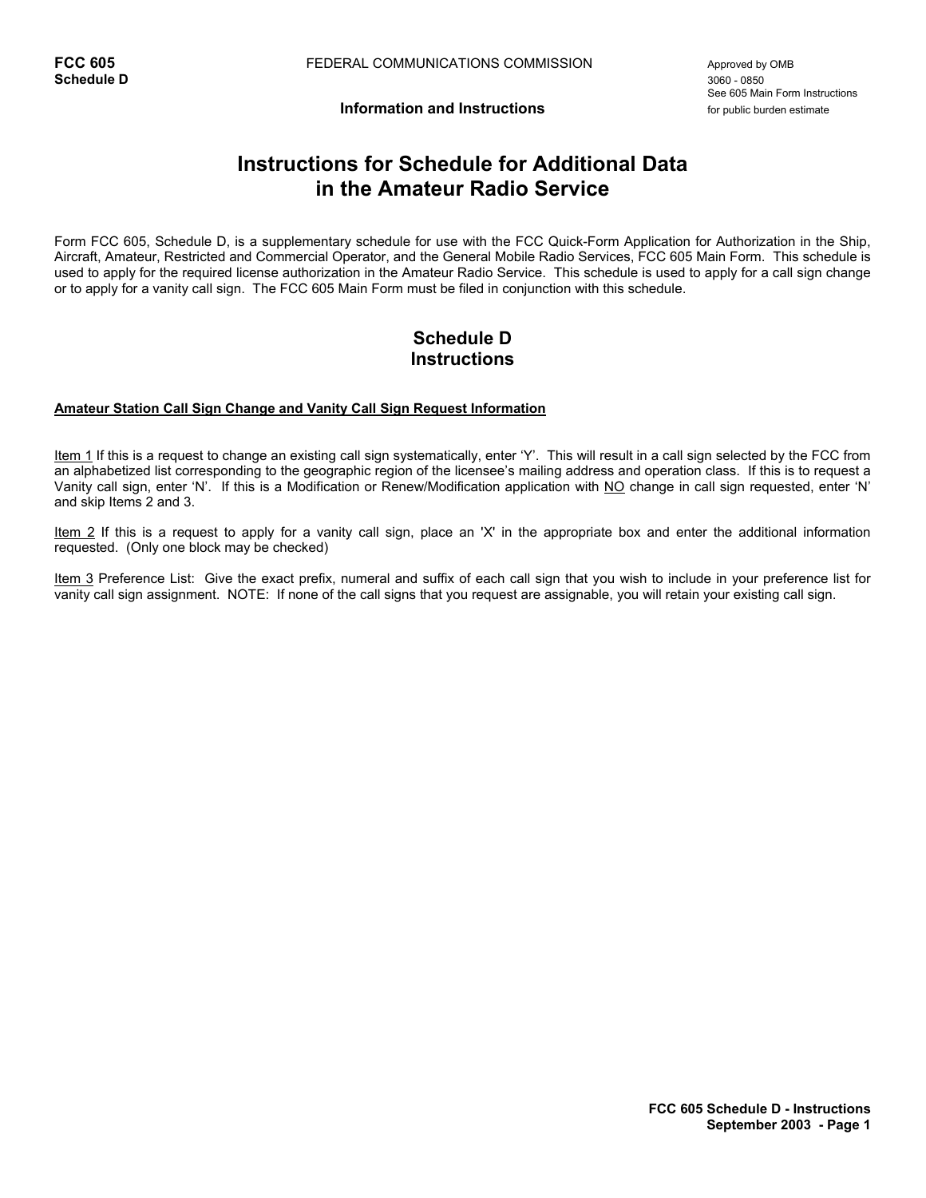**FCC 605**
**Schedule D**

FEDERAL COMMUNICATIONS COMMISSION

Approved by OMB
3060 - 0850
See 605 Main Form Instructions
for public burden estimate

**Information and Instructions**

# Instructions for Schedule for Additional Data in the Amateur Radio Service

Form FCC 605, Schedule D, is a supplementary schedule for use with the FCC Quick-Form Application for Authorization in the Ship, Aircraft, Amateur, Restricted and Commercial Operator, and the General Mobile Radio Services, FCC 605 Main Form. This schedule is used to apply for the required license authorization in the Amateur Radio Service. This schedule is used to apply for a call sign change or to apply for a vanity call sign. The FCC 605 Main Form must be filed in conjunction with this schedule.

## Schedule D Instructions

**Amateur Station Call Sign Change and Vanity Call Sign Request Information**

Item 1 If this is a request to change an existing call sign systematically, enter 'Y'. This will result in a call sign selected by the FCC from an alphabetized list corresponding to the geographic region of the licensee's mailing address and operation class. If this is to request a Vanity call sign, enter 'N'. If this is a Modification or Renew/Modification application with NO change in call sign requested, enter 'N' and skip Items 2 and 3.

Item 2 If this is a request to apply for a vanity call sign, place an 'X' in the appropriate box and enter the additional information requested. (Only one block may be checked)

Item 3 Preference List: Give the exact prefix, numeral and suffix of each call sign that you wish to include in your preference list for vanity call sign assignment. NOTE: If none of the call signs that you request are assignable, you will retain your existing call sign.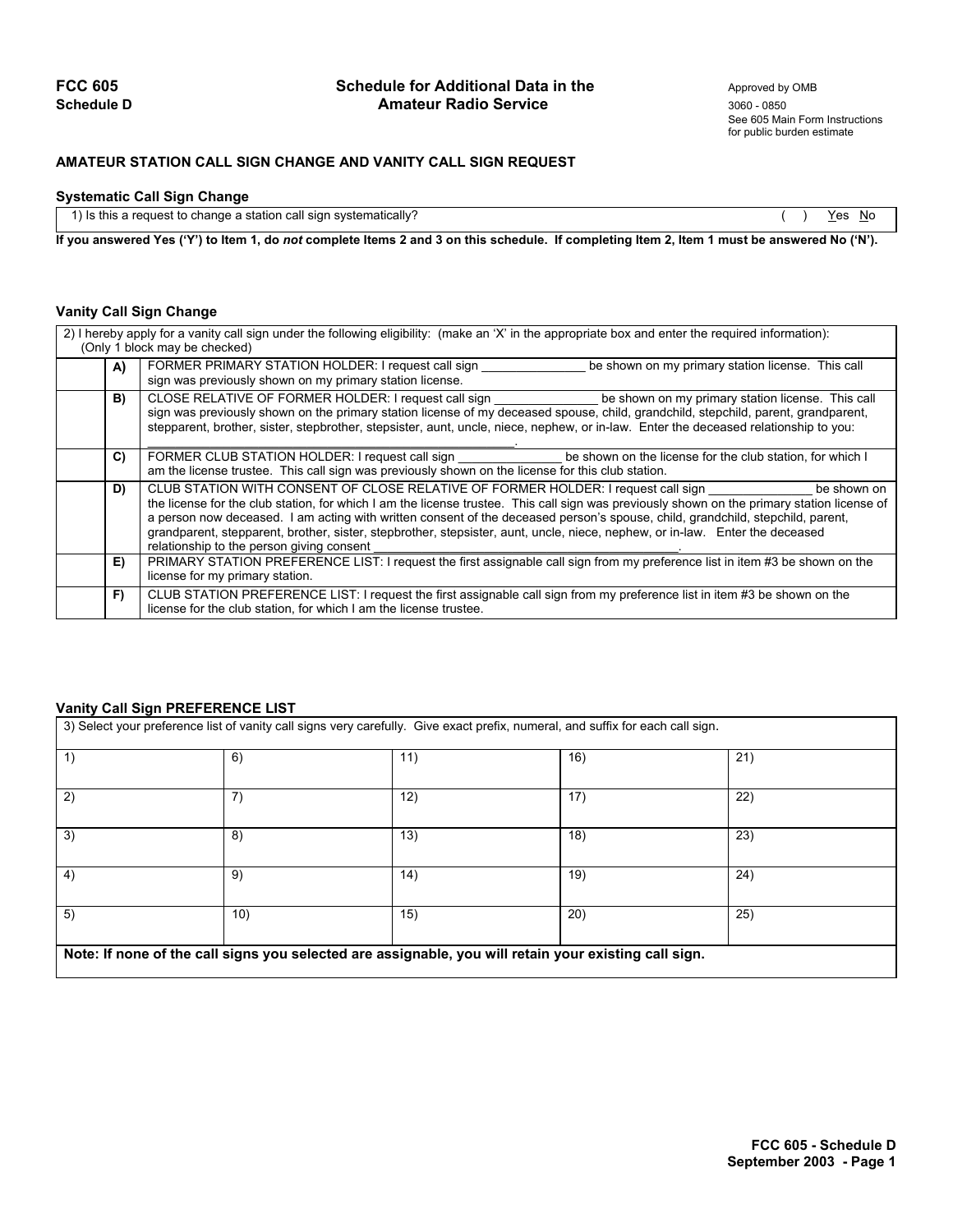**FCC 605**
**Schedule D**

## Schedule for Additional Data in the Amateur Radio Service

Approved by OMB
3060 - 0850
See 605 Main Form Instructions for public burden estimate

### AMATEUR STATION CALL SIGN CHANGE AND VANITY CALL SIGN REQUEST

#### Systematic Call Sign Change

| 1) Is this a request to change a station call sign systematically? | ( ) Yes No |
|---|---|

**If you answered Yes ('Y') to Item 1, do *not* complete Items 2 and 3 on this schedule. If completing Item 2, Item 1 must be answered No ('N').**

#### Vanity Call Sign Change

2) I hereby apply for a vanity call sign under the following eligibility: (make an 'X' in the appropriate box and enter the required information):
(Only 1 block may be checked)

| | | |
|---|---|---|
| | **A)** | FORMER PRIMARY STATION HOLDER: I request call sign _______________ be shown on my primary station license. This call sign was previously shown on my primary station license. |
| | **B)** | CLOSE RELATIVE OF FORMER HOLDER: I request call sign _______________ be shown on my primary station license. This call sign was previously shown on the primary station license of my deceased spouse, child, grandchild, stepchild, parent, grandparent, stepparent, brother, sister, stepbrother, stepsister, aunt, uncle, niece, nephew, or in-law. Enter the deceased relationship to you: ________________________________________________. |
| | **C)** | FORMER CLUB STATION HOLDER: I request call sign _______________ be shown on the license for the club station, for which I am the license trustee. This call sign was previously shown on the license for this club station. |
| | **D)** | CLUB STATION WITH CONSENT OF CLOSE RELATIVE OF FORMER HOLDER: I request call sign _______________ be shown on the license for the club station, for which I am the license trustee. This call sign was previously shown on the primary station license of a person now deceased. I am acting with written consent of the deceased person's spouse, child, grandchild, stepchild, parent, grandparent, stepparent, brother, sister, stepbrother, stepsister, aunt, uncle, niece, nephew, or in-law. Enter the deceased relationship to the person giving consent ________________________________________________. |
| | **E)** | PRIMARY STATION PREFERENCE LIST: I request the first assignable call sign from my preference list in item #3 be shown on the license for my primary station. |
| | **F)** | CLUB STATION PREFERENCE LIST: I request the first assignable call sign from my preference list in item #3 be shown on the license for the club station, for which I am the license trustee. |

#### Vanity Call Sign PREFERENCE LIST

3) Select your preference list of vanity call signs very carefully. Give exact prefix, numeral, and suffix for each call sign.

| | | | | |
|---|---|---|---|---|
| 1) | 6) | 11) | 16) | 21) |
| 2) | 7) | 12) | 17) | 22) |
| 3) | 8) | 13) | 18) | 23) |
| 4) | 9) | 14) | 19) | 24) |
| 5) | 10) | 15) | 20) | 25) |

**Note: If none of the call signs you selected are assignable, you will retain your existing call sign.**

**FCC 605 - Schedule D**
**September 2003 - Page 1**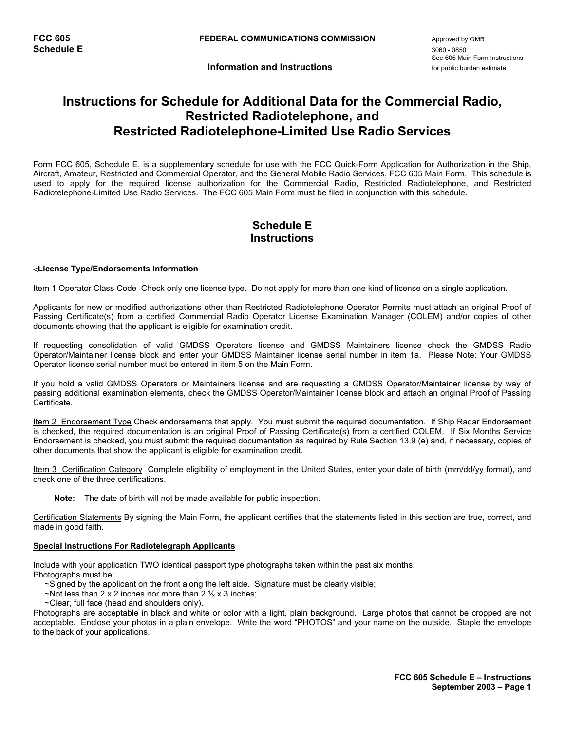FCC 605
Schedule E

FEDERAL COMMUNICATIONS COMMISSION

Approved by OMB
3060 - 0850
See 605 Main Form Instructions
for public burden estimate

Information and Instructions

# Instructions for Schedule for Additional Data for the Commercial Radio, Restricted Radiotelephone, and Restricted Radiotelephone-Limited Use Radio Services

Form FCC 605, Schedule E, is a supplementary schedule for use with the FCC Quick-Form Application for Authorization in the Ship, Aircraft, Amateur, Restricted and Commercial Operator, and the General Mobile Radio Services, FCC 605 Main Form. This schedule is used to apply for the required license authorization for the Commercial Radio, Restricted Radiotelephone, and Restricted Radiotelephone-Limited Use Radio Services. The FCC 605 Main Form must be filed in conjunction with this schedule.

## Schedule E Instructions

**License Type/Endorsements Information**

Item 1 Operator Class Code Check only one license type. Do not apply for more than one kind of license on a single application.

Applicants for new or modified authorizations other than Restricted Radiotelephone Operator Permits must attach an original Proof of Passing Certificate(s) from a certified Commercial Radio Operator License Examination Manager (COLEM) and/or copies of other documents showing that the applicant is eligible for examination credit.

If requesting consolidation of valid GMDSS Operators license and GMDSS Maintainers license check the GMDSS Radio Operator/Maintainer license block and enter your GMDSS Maintainer license serial number in item 1a. Please Note: Your GMDSS Operator license serial number must be entered in item 5 on the Main Form.

If you hold a valid GMDSS Operators or Maintainers license and are requesting a GMDSS Operator/Maintainer license by way of passing additional examination elements, check the GMDSS Operator/Maintainer license block and attach an original Proof of Passing Certificate.

Item 2 Endorsement Type Check endorsements that apply. You must submit the required documentation. If Ship Radar Endorsement is checked, the required documentation is an original Proof of Passing Certificate(s) from a certified COLEM. If Six Months Service Endorsement is checked, you must submit the required documentation as required by Rule Section 13.9 (e) and, if necessary, copies of other documents that show the applicant is eligible for examination credit.

Item 3 Certification Category Complete eligibility of employment in the United States, enter your date of birth (mm/dd/yy format), and check one of the three certifications.

**Note:** The date of birth will not be made available for public inspection.

Certification Statements By signing the Main Form, the applicant certifies that the statements listed in this section are true, correct, and made in good faith.

**Special Instructions For Radiotelegraph Applicants**

Include with your application TWO identical passport type photographs taken within the past six months.
Photographs must be:

- ~Signed by the applicant on the front along the left side. Signature must be clearly visible;
- ~Not less than 2 x 2 inches nor more than 2 ½ x 3 inches;
- ~Clear, full face (head and shoulders only).

Photographs are acceptable in black and white or color with a light, plain background. Large photos that cannot be cropped are not acceptable. Enclose your photos in a plain envelope. Write the word "PHOTOS" and your name on the outside. Staple the envelope to the back of your applications.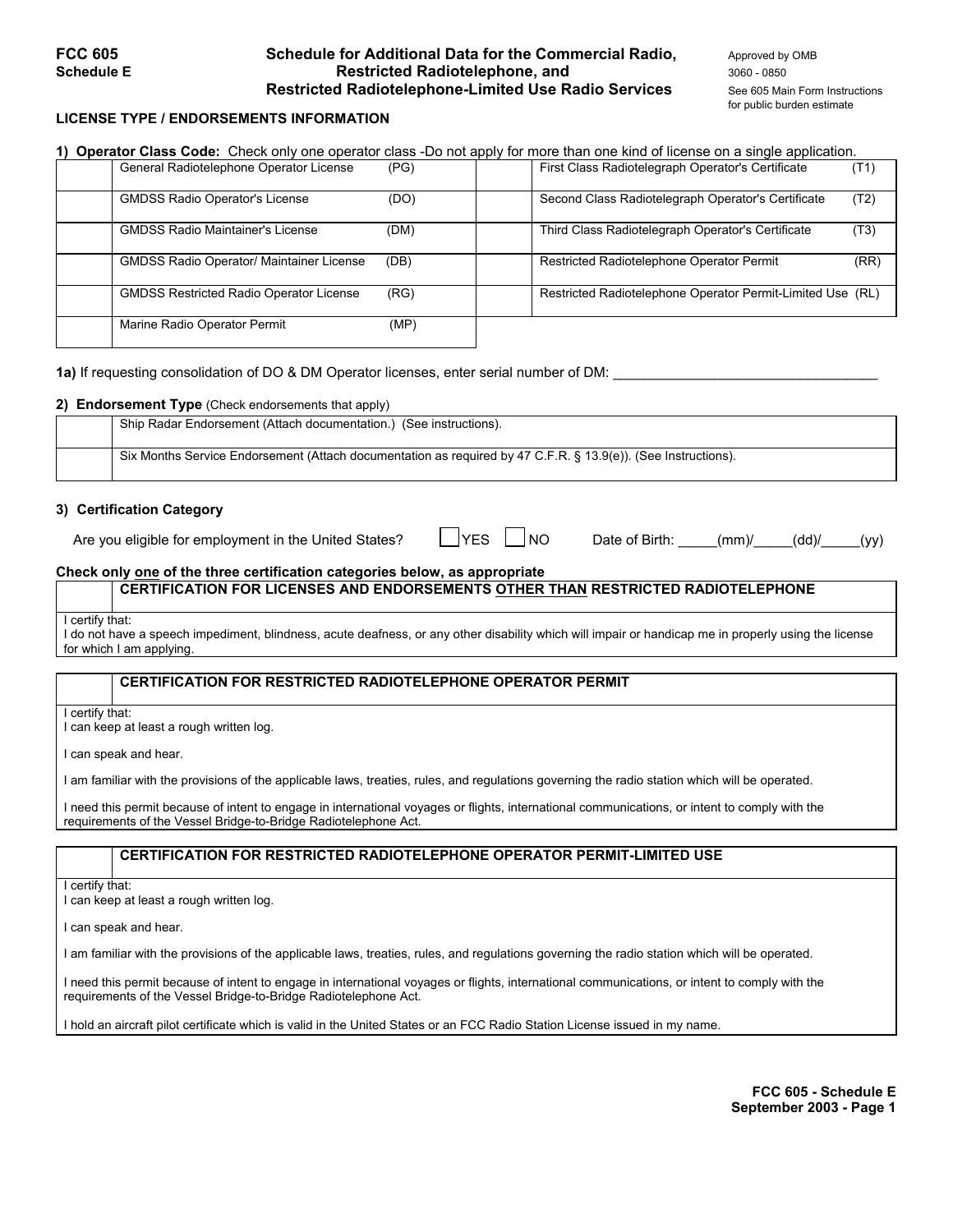**FCC 605**
**Schedule E**

# Schedule for Additional Data for the Commercial Radio, Restricted Radiotelephone, and Restricted Radiotelephone-Limited Use Radio Services

Approved by OMB
3060 - 0850
See 605 Main Form Instructions for public burden estimate

## LICENSE TYPE / ENDORSEMENTS INFORMATION

**1) Operator Class Code:** Check only one operator class -Do not apply for more than one kind of license on a single application.

| | | | |
|---|---|---|---|
| | General Radiotelephone Operator License (PG) | | First Class Radiotelegraph Operator's Certificate (T1) |
| | GMDSS Radio Operator's License (DO) | | Second Class Radiotelegraph Operator's Certificate (T2) |
| | GMDSS Radio Maintainer's License (DM) | | Third Class Radiotelegraph Operator's Certificate (T3) |
| | GMDSS Radio Operator/ Maintainer License (DB) | | Restricted Radiotelephone Operator Permit (RR) |
| | GMDSS Restricted Radio Operator License (RG) | | Restricted Radiotelephone Operator Permit-Limited Use (RL) |
| | Marine Radio Operator Permit (MP) | | |

**1a)** If requesting consolidation of DO & DM Operator licenses, enter serial number of DM: ________________________________

**2) Endorsement Type** (Check endorsements that apply)

| | |
|---|---|
| | Ship Radar Endorsement (Attach documentation.) (See instructions). |
| | Six Months Service Endorsement (Attach documentation as required by 47 C.F.R. § 13.9(e)). (See Instructions). |

**3) Certification Category**

Are you eligible for employment in the United States? ☐ YES ☐ NO Date of Birth: _____(mm)/_____(dd)/_____(yy)

**Check only one of the three certification categories below, as appropriate**

| | **CERTIFICATION FOR LICENSES AND ENDORSEMENTS OTHER THAN RESTRICTED RADIOTELEPHONE** |
|---|---|

I certify that:
I do not have a speech impediment, blindness, acute deafness, or any other disability which will impair or handicap me in properly using the license for which I am applying.

| | **CERTIFICATION FOR RESTRICTED RADIOTELEPHONE OPERATOR PERMIT** |
|---|---|

I certify that:
I can keep at least a rough written log.

I can speak and hear.

I am familiar with the provisions of the applicable laws, treaties, rules, and regulations governing the radio station which will be operated.

I need this permit because of intent to engage in international voyages or flights, international communications, or intent to comply with the requirements of the Vessel Bridge-to-Bridge Radiotelephone Act.

| | **CERTIFICATION FOR RESTRICTED RADIOTELEPHONE OPERATOR PERMIT-LIMITED USE** |
|---|---|

I certify that:
I can keep at least a rough written log.

I can speak and hear.

I am familiar with the provisions of the applicable laws, treaties, rules, and regulations governing the radio station which will be operated.

I need this permit because of intent to engage in international voyages or flights, international communications, or intent to comply with the requirements of the Vessel Bridge-to-Bridge Radiotelephone Act.

I hold an aircraft pilot certificate which is valid in the United States or an FCC Radio Station License issued in my name.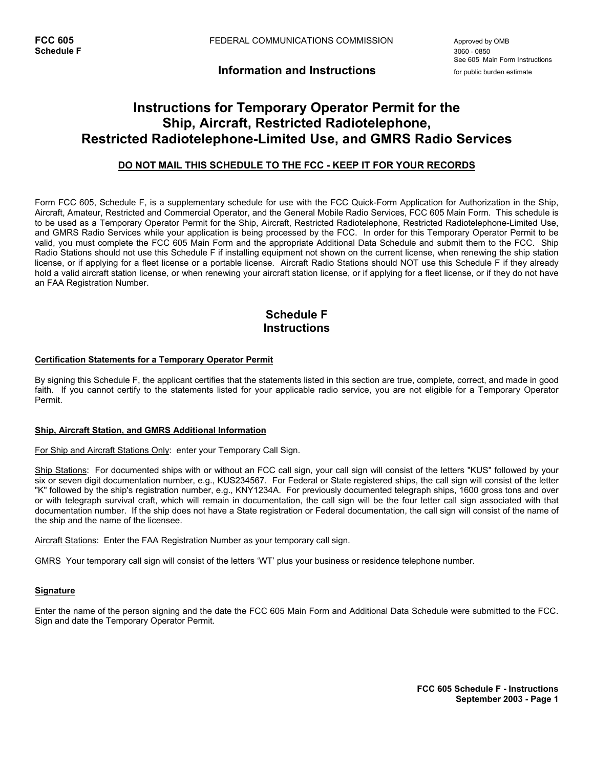**FCC 605**
**Schedule F**

FEDERAL COMMUNICATIONS COMMISSION

Approved by OMB
3060 - 0850
See 605 Main Form Instructions
for public burden estimate

**Information and Instructions**

# Instructions for Temporary Operator Permit for the Ship, Aircraft, Restricted Radiotelephone, Restricted Radiotelephone-Limited Use, and GMRS Radio Services

**DO NOT MAIL THIS SCHEDULE TO THE FCC - KEEP IT FOR YOUR RECORDS**

Form FCC 605, Schedule F, is a supplementary schedule for use with the FCC Quick-Form Application for Authorization in the Ship, Aircraft, Amateur, Restricted and Commercial Operator, and the General Mobile Radio Services, FCC 605 Main Form. This schedule is to be used as a Temporary Operator Permit for the Ship, Aircraft, Restricted Radiotelephone, Restricted Radiotelephone-Limited Use, and GMRS Radio Services while your application is being processed by the FCC. In order for this Temporary Operator Permit to be valid, you must complete the FCC 605 Main Form and the appropriate Additional Data Schedule and submit them to the FCC. Ship Radio Stations should not use this Schedule F if installing equipment not shown on the current license, when renewing the ship station license, or if applying for a fleet license or a portable license. Aircraft Radio Stations should NOT use this Schedule F if they already hold a valid aircraft station license, or when renewing your aircraft station license, or if applying for a fleet license, or if they do not have an FAA Registration Number.

## Schedule F Instructions

**Certification Statements for a Temporary Operator Permit**

By signing this Schedule F, the applicant certifies that the statements listed in this section are true, complete, correct, and made in good faith. If you cannot certify to the statements listed for your applicable radio service, you are not eligible for a Temporary Operator Permit.

**Ship, Aircraft Station, and GMRS Additional Information**

For Ship and Aircraft Stations Only: enter your Temporary Call Sign.

Ship Stations: For documented ships with or without an FCC call sign, your call sign will consist of the letters "KUS" followed by your six or seven digit documentation number, e.g., KUS234567. For Federal or State registered ships, the call sign will consist of the letter "K" followed by the ship's registration number, e.g., KNY1234A. For previously documented telegraph ships, 1600 gross tons and over or with telegraph survival craft, which will remain in documentation, the call sign will be the four letter call sign associated with that documentation number. If the ship does not have a State registration or Federal documentation, the call sign will consist of the name of the ship and the name of the licensee.

Aircraft Stations: Enter the FAA Registration Number as your temporary call sign.

GMRS Your temporary call sign will consist of the letters 'WT' plus your business or residence telephone number.

**Signature**

Enter the name of the person signing and the date the FCC 605 Main Form and Additional Data Schedule were submitted to the FCC. Sign and date the Temporary Operator Permit.

**FCC 605 Schedule F - Instructions**
**September 2003 - Page 1**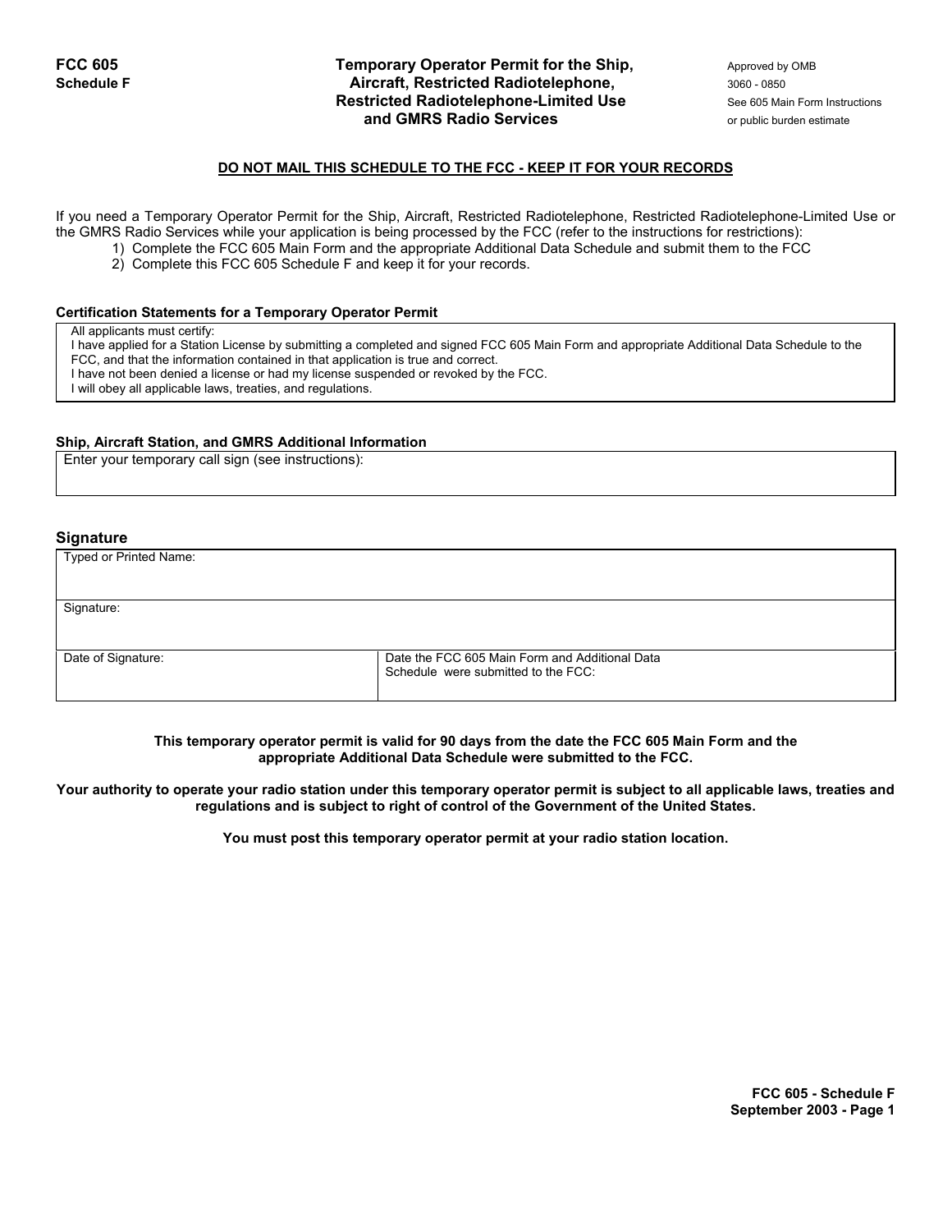**FCC 605**
**Schedule F**

# Temporary Operator Permit for the Ship, Aircraft, Restricted Radiotelephone, Restricted Radiotelephone-Limited Use and GMRS Radio Services

Approved by OMB
3060 - 0850
See 605 Main Form Instructions
or public burden estimate

**DO NOT MAIL THIS SCHEDULE TO THE FCC - KEEP IT FOR YOUR RECORDS**

If you need a Temporary Operator Permit for the Ship, Aircraft, Restricted Radiotelephone, Restricted Radiotelephone-Limited Use or the GMRS Radio Services while your application is being processed by the FCC (refer to the instructions for restrictions):

1) Complete the FCC 605 Main Form and the appropriate Additional Data Schedule and submit them to the FCC
2) Complete this FCC 605 Schedule F and keep it for your records.

### Certification Statements for a Temporary Operator Permit

| All applicants must certify:<br>I have applied for a Station License by submitting a completed and signed FCC 605 Main Form and appropriate Additional Data Schedule to the FCC, and that the information contained in that application is true and correct.<br>I have not been denied a license or had my license suspended or revoked by the FCC.<br>I will obey all applicable laws, treaties, and regulations. |
|---|

### Ship, Aircraft Station, and GMRS Additional Information

| Enter your temporary call sign (see instructions): |
|---|

### Signature

| Typed or Printed Name: | |
|---|---|
| Signature: | |
| Date of Signature: | Date the FCC 605 Main Form and Additional Data Schedule were submitted to the FCC: |

**This temporary operator permit is valid for 90 days from the date the FCC 605 Main Form and the appropriate Additional Data Schedule were submitted to the FCC.**

**Your authority to operate your radio station under this temporary operator permit is subject to all applicable laws, treaties and regulations and is subject to right of control of the Government of the United States.**

**You must post this temporary operator permit at your radio station location.**

**FCC 605 - Schedule F**
**September 2003**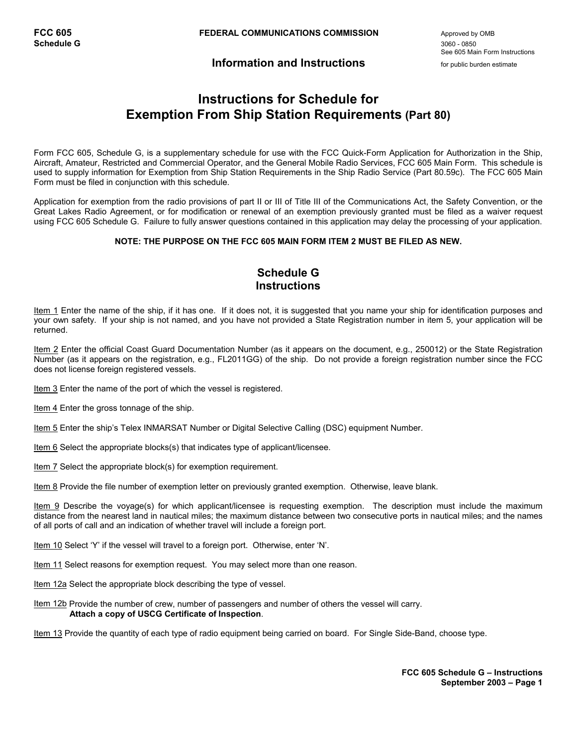FCC 605
Schedule G

FEDERAL COMMUNICATIONS COMMISSION

Approved by OMB 3060 - 0850
See 605 Main Form Instructions for public burden estimate

## Information and Instructions

# Instructions for Schedule for Exemption From Ship Station Requirements (Part 80)

Form FCC 605, Schedule G, is a supplementary schedule for use with the FCC Quick-Form Application for Authorization in the Ship, Aircraft, Amateur, Restricted and Commercial Operator, and the General Mobile Radio Services, FCC 605 Main Form. This schedule is used to supply information for Exemption from Ship Station Requirements in the Ship Radio Service (Part 80.59c). The FCC 605 Main Form must be filed in conjunction with this schedule.

Application for exemption from the radio provisions of part II or III of Title III of the Communications Act, the Safety Convention, or the Great Lakes Radio Agreement, or for modification or renewal of an exemption previously granted must be filed as a waiver request using FCC 605 Schedule G. Failure to fully answer questions contained in this application may delay the processing of your application.

**NOTE: THE PURPOSE ON THE FCC 605 MAIN FORM ITEM 2 MUST BE FILED AS NEW.**

## Schedule G Instructions

Item 1 Enter the name of the ship, if it has one. If it does not, it is suggested that you name your ship for identification purposes and your own safety. If your ship is not named, and you have not provided a State Registration number in item 5, your application will be returned.

Item 2 Enter the official Coast Guard Documentation Number (as it appears on the document, e.g., 250012) or the State Registration Number (as it appears on the registration, e.g., FL2011GG) of the ship. Do not provide a foreign registration number since the FCC does not license foreign registered vessels.

Item 3 Enter the name of the port of which the vessel is registered.

Item 4 Enter the gross tonnage of the ship.

Item 5 Enter the ship's Telex INMARSAT Number or Digital Selective Calling (DSC) equipment Number.

Item 6 Select the appropriate blocks(s) that indicates type of applicant/licensee.

Item 7 Select the appropriate block(s) for exemption requirement.

Item 8 Provide the file number of exemption letter on previously granted exemption. Otherwise, leave blank.

Item 9 Describe the voyage(s) for which applicant/licensee is requesting exemption. The description must include the maximum distance from the nearest land in nautical miles; the maximum distance between two consecutive ports in nautical miles; and the names of all ports of call and an indication of whether travel will include a foreign port.

Item 10 Select 'Y' if the vessel will travel to a foreign port. Otherwise, enter 'N'.

Item 11 Select reasons for exemption request. You may select more than one reason.

Item 12a Select the appropriate block describing the type of vessel.

Item 12b Provide the number of crew, number of passengers and number of others the vessel will carry.
**Attach a copy of USCG Certificate of Inspection**.

Item 13 Provide the quantity of each type of radio equipment being carried on board. For Single Side-Band, choose type.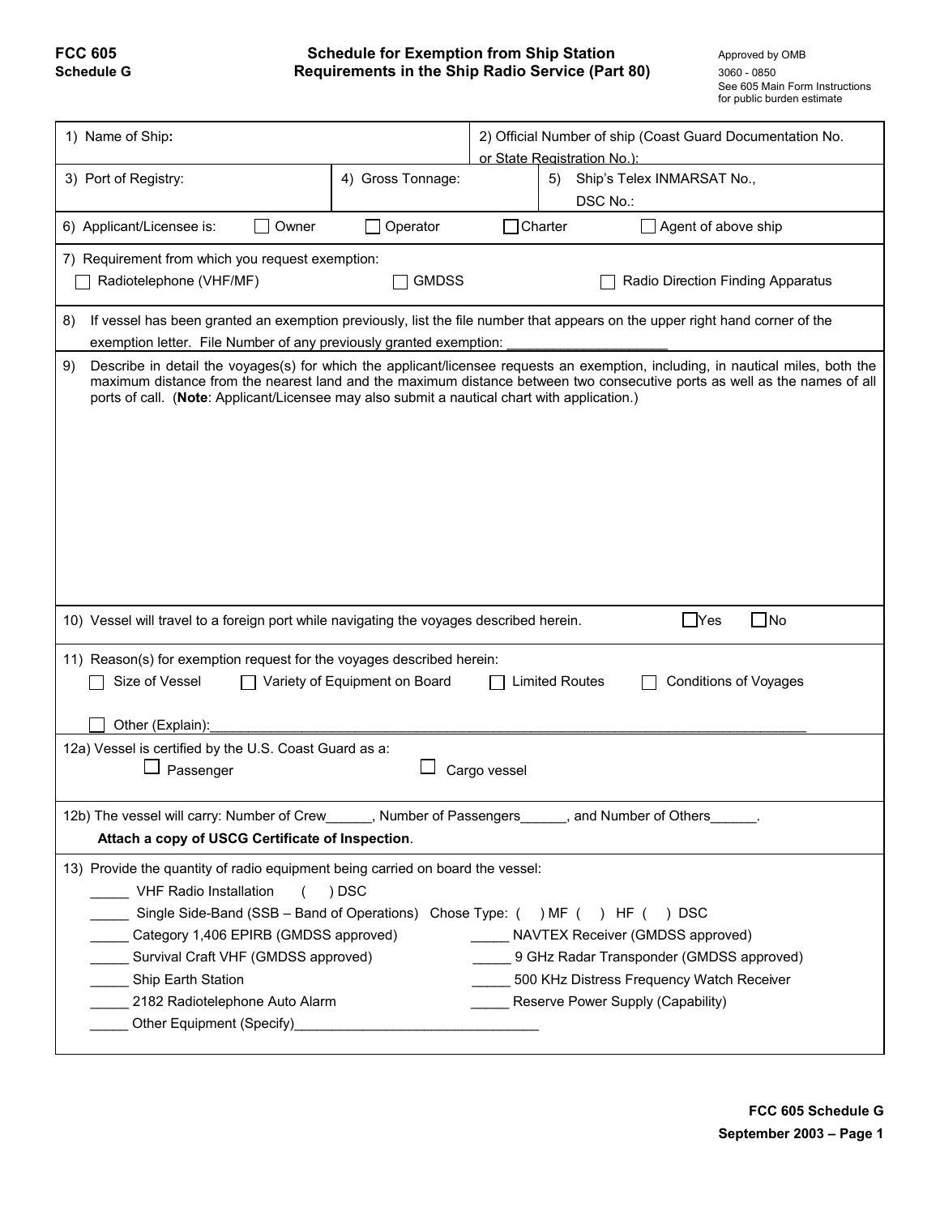**FCC 605**
**Schedule G**

# Schedule for Exemption from Ship Station Requirements in the Ship Radio Service (Part 80)

Approved by OMB
3060 - 0850
See 605 Main Form Instructions for public burden estimate

1) Name of Ship**:**

2) Official Number of ship (Coast Guard Documentation No. or State Registration No.):

3) Port of Registry:

4) Gross Tonnage:

5) Ship's Telex INMARSAT No., DSC No.:

6) Applicant/Licensee is: ☐ Owner ☐ Operator ☐ Charter ☐ Agent of above ship

7) Requirement from which you request exemption:
☐ Radiotelephone (VHF/MF) ☐ GMDSS ☐ Radio Direction Finding Apparatus

8) If vessel has been granted an exemption previously, list the file number that appears on the upper right hand corner of the exemption letter. File Number of any previously granted exemption: ____________________

9) Describe in detail the voyages(s) for which the applicant/licensee requests an exemption, including, in nautical miles, both the maximum distance from the nearest land and the maximum distance between two consecutive ports as well as the names of all ports of call. (**Note**: Applicant/Licensee may also submit a nautical chart with application.)

10) Vessel will travel to a foreign port while navigating the voyages described herein. ☐Yes ☐No

11) Reason(s) for exemption request for the voyages described herein:
☐ Size of Vessel ☐ Variety of Equipment on Board ☐ Limited Routes ☐ Conditions of Voyages

☐ Other (Explain):____________________________________________________________________________

12a) Vessel is certified by the U.S. Coast Guard as a:
☐ Passenger ☐ Cargo vessel

12b) The vessel will carry: Number of Crew______, Number of Passengers______, and Number of Others______.
**Attach a copy of USCG Certificate of Inspection**.

13) Provide the quantity of radio equipment being carried on board the vessel:

_____ VHF Radio Installation ( ) DSC
_____ Single Side-Band (SSB – Band of Operations) Chose Type: ( ) MF ( ) HF ( ) DSC
_____ Category 1,406 EPIRB (GMDSS approved)
_____ NAVTEX Receiver (GMDSS approved)
_____ Survival Craft VHF (GMDSS approved)
_____ 9 GHz Radar Transponder (GMDSS approved)
_____ Ship Earth Station
_____ 500 KHz Distress Frequency Watch Receiver
_____ 2182 Radiotelephone Auto Alarm
_____ Reserve Power Supply (Capability)
_____ Other Equipment (Specify)________________________________

**FCC 605 Schedule G**
**September 2003 – Page 1**